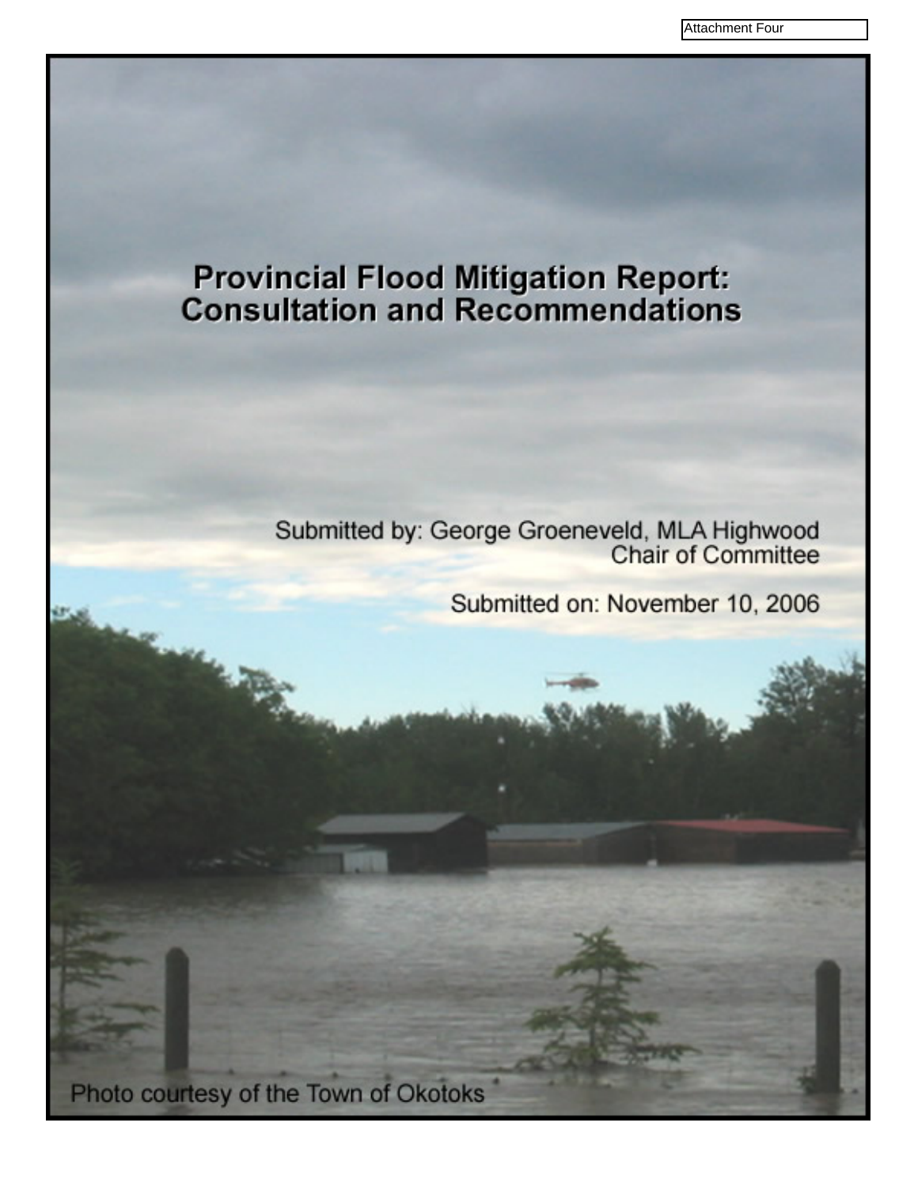Attachment Four

# Provincial Flood Mitigation Report: Consultation and Recommendations

Submitted by: George Groeneveld, MLA Highwood
Chair of Committee

Submitted on: November 10, 2006

Photo courtesy of the Town of Okotoks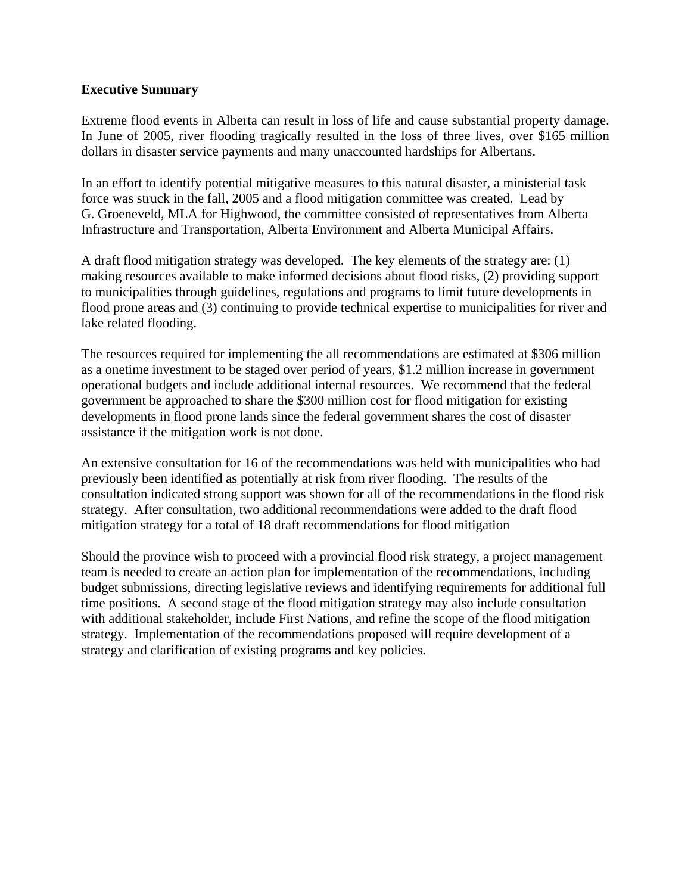**Executive Summary**

Extreme flood events in Alberta can result in loss of life and cause substantial property damage. In June of 2005, river flooding tragically resulted in the loss of three lives, over $165 million dollars in disaster service payments and many unaccounted hardships for Albertans.

In an effort to identify potential mitigative measures to this natural disaster, a ministerial task force was struck in the fall, 2005 and a flood mitigation committee was created. Lead by G. Groeneveld, MLA for Highwood, the committee consisted of representatives from Alberta Infrastructure and Transportation, Alberta Environment and Alberta Municipal Affairs.

A draft flood mitigation strategy was developed. The key elements of the strategy are: (1) making resources available to make informed decisions about flood risks, (2) providing support to municipalities through guidelines, regulations and programs to limit future developments in flood prone areas and (3) continuing to provide technical expertise to municipalities for river and lake related flooding.

The resources required for implementing the all recommendations are estimated at $306 million as a onetime investment to be staged over period of years, $1.2 million increase in government operational budgets and include additional internal resources. We recommend that the federal government be approached to share the $300 million cost for flood mitigation for existing developments in flood prone lands since the federal government shares the cost of disaster assistance if the mitigation work is not done.

An extensive consultation for 16 of the recommendations was held with municipalities who had previously been identified as potentially at risk from river flooding. The results of the consultation indicated strong support was shown for all of the recommendations in the flood risk strategy. After consultation, two additional recommendations were added to the draft flood mitigation strategy for a total of 18 draft recommendations for flood mitigation

Should the province wish to proceed with a provincial flood risk strategy, a project management team is needed to create an action plan for implementation of the recommendations, including budget submissions, directing legislative reviews and identifying requirements for additional full time positions. A second stage of the flood mitigation strategy may also include consultation with additional stakeholder, include First Nations, and refine the scope of the flood mitigation strategy. Implementation of the recommendations proposed will require development of a strategy and clarification of existing programs and key policies.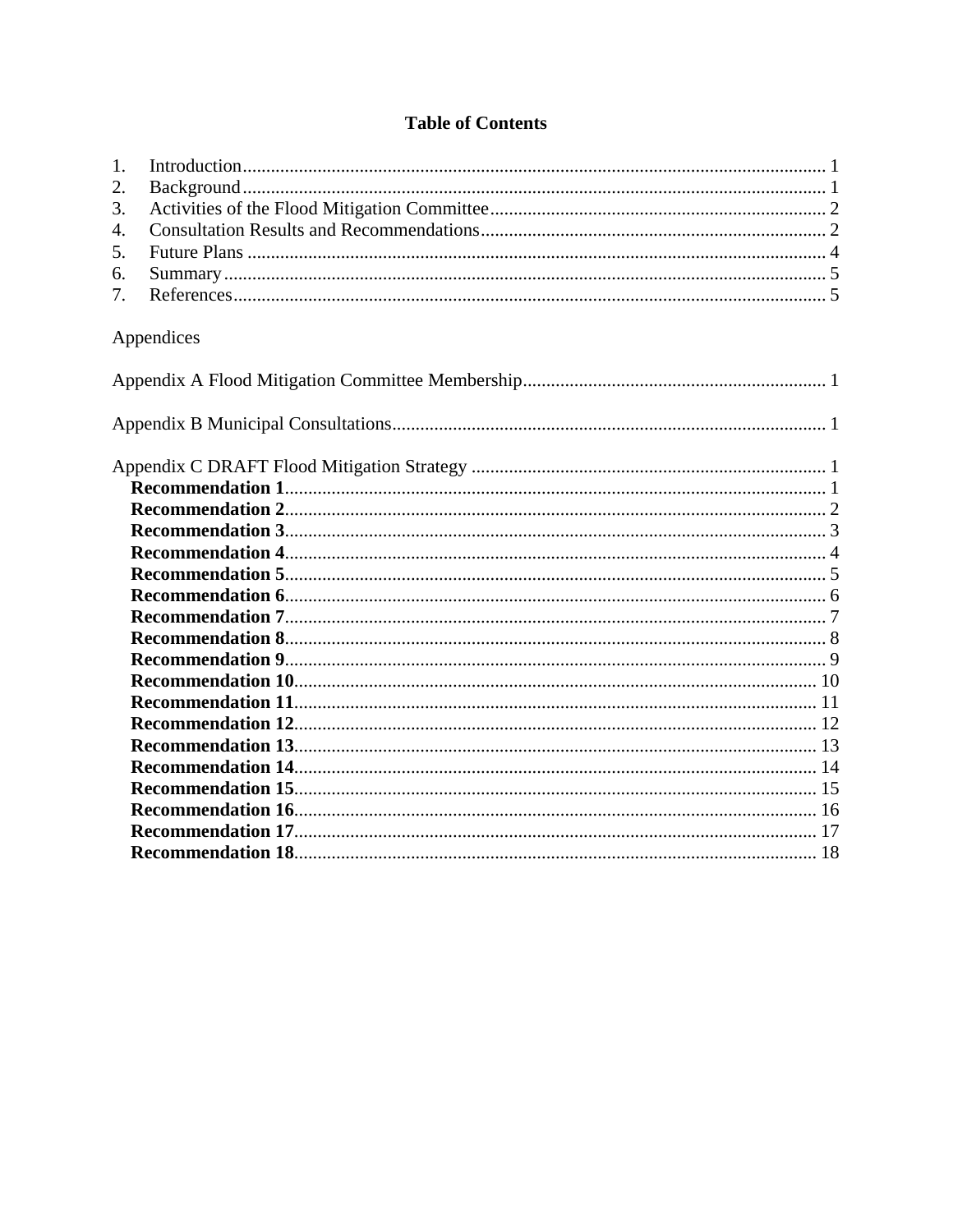# Table of Contents

1. Introduction ........................................ 1
2. Background ........................................ 1
3. Activities of the Flood Mitigation Committee ........................................ 2
4. Consultation Results and Recommendations ........................................ 2
5. Future Plans ........................................ 4
6. Summary ........................................ 5
7. References ........................................ 5

Appendices

Appendix A Flood Mitigation Committee Membership ........................................ 1

Appendix B Municipal Consultations ........................................ 1

Appendix C DRAFT Flood Mitigation Strategy ........................................ 1

- **Recommendation 1** ........................................ 1
- **Recommendation 2** ........................................ 2
- **Recommendation 3** ........................................ 3
- **Recommendation 4** ........................................ 4
- **Recommendation 5** ........................................ 5
- **Recommendation 6** ........................................ 6
- **Recommendation 7** ........................................ 7
- **Recommendation 8** ........................................ 8
- **Recommendation 9** ........................................ 9
- **Recommendation 10** ........................................ 10
- **Recommendation 11** ........................................ 11
- **Recommendation 12** ........................................ 12
- **Recommendation 13** ........................................ 13
- **Recommendation 14** ........................................ 14
- **Recommendation 15** ........................................ 15
- **Recommendation 16** ........................................ 16
- **Recommendation 17** ........................................ 17
- **Recommendation 18** ........................................ 18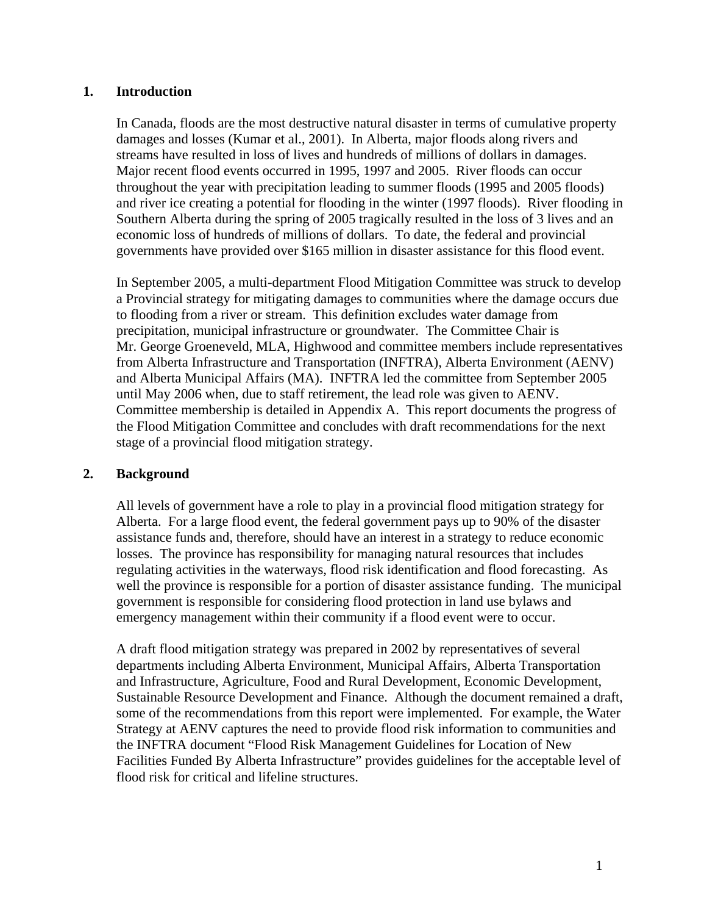## 1. Introduction

In Canada, floods are the most destructive natural disaster in terms of cumulative property damages and losses (Kumar et al., 2001). In Alberta, major floods along rivers and streams have resulted in loss of lives and hundreds of millions of dollars in damages. Major recent flood events occurred in 1995, 1997 and 2005. River floods can occur throughout the year with precipitation leading to summer floods (1995 and 2005 floods) and river ice creating a potential for flooding in the winter (1997 floods). River flooding in Southern Alberta during the spring of 2005 tragically resulted in the loss of 3 lives and an economic loss of hundreds of millions of dollars. To date, the federal and provincial governments have provided over $165 million in disaster assistance for this flood event.

In September 2005, a multi-department Flood Mitigation Committee was struck to develop a Provincial strategy for mitigating damages to communities where the damage occurs due to flooding from a river or stream. This definition excludes water damage from precipitation, municipal infrastructure or groundwater. The Committee Chair is Mr. George Groeneveld, MLA, Highwood and committee members include representatives from Alberta Infrastructure and Transportation (INFTRA), Alberta Environment (AENV) and Alberta Municipal Affairs (MA). INFTRA led the committee from September 2005 until May 2006 when, due to staff retirement, the lead role was given to AENV. Committee membership is detailed in Appendix A. This report documents the progress of the Flood Mitigation Committee and concludes with draft recommendations for the next stage of a provincial flood mitigation strategy.

## 2. Background

All levels of government have a role to play in a provincial flood mitigation strategy for Alberta. For a large flood event, the federal government pays up to 90% of the disaster assistance funds and, therefore, should have an interest in a strategy to reduce economic losses. The province has responsibility for managing natural resources that includes regulating activities in the waterways, flood risk identification and flood forecasting. As well the province is responsible for a portion of disaster assistance funding. The municipal government is responsible for considering flood protection in land use bylaws and emergency management within their community if a flood event were to occur.

A draft flood mitigation strategy was prepared in 2002 by representatives of several departments including Alberta Environment, Municipal Affairs, Alberta Transportation and Infrastructure, Agriculture, Food and Rural Development, Economic Development, Sustainable Resource Development and Finance. Although the document remained a draft, some of the recommendations from this report were implemented. For example, the Water Strategy at AENV captures the need to provide flood risk information to communities and the INFTRA document "Flood Risk Management Guidelines for Location of New Facilities Funded By Alberta Infrastructure" provides guidelines for the acceptable level of flood risk for critical and lifeline structures.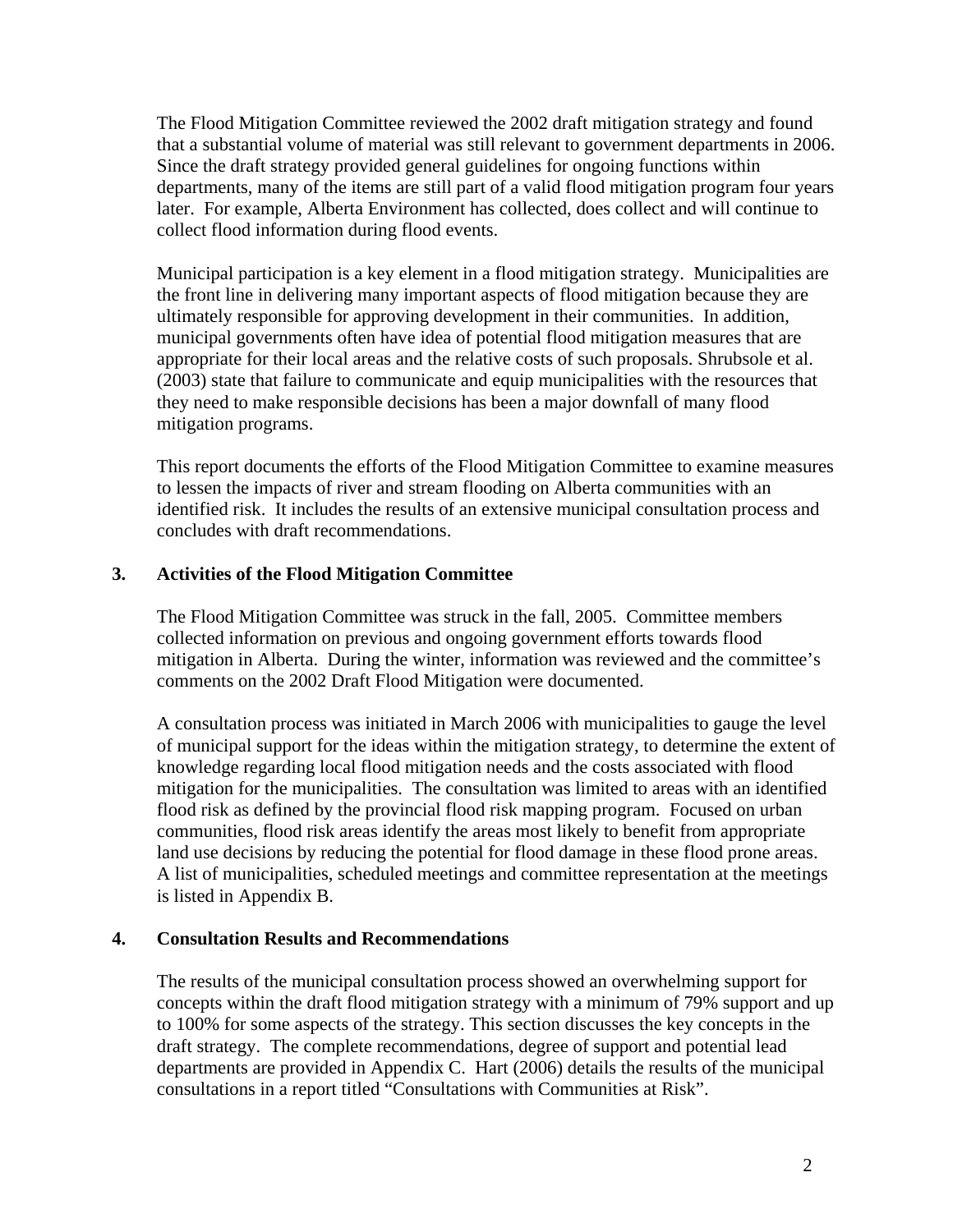The Flood Mitigation Committee reviewed the 2002 draft mitigation strategy and found that a substantial volume of material was still relevant to government departments in 2006. Since the draft strategy provided general guidelines for ongoing functions within departments, many of the items are still part of a valid flood mitigation program four years later. For example, Alberta Environment has collected, does collect and will continue to collect flood information during flood events.

Municipal participation is a key element in a flood mitigation strategy. Municipalities are the front line in delivering many important aspects of flood mitigation because they are ultimately responsible for approving development in their communities. In addition, municipal governments often have idea of potential flood mitigation measures that are appropriate for their local areas and the relative costs of such proposals. Shrubsole et al. (2003) state that failure to communicate and equip municipalities with the resources that they need to make responsible decisions has been a major downfall of many flood mitigation programs.

This report documents the efforts of the Flood Mitigation Committee to examine measures to lessen the impacts of river and stream flooding on Alberta communities with an identified risk. It includes the results of an extensive municipal consultation process and concludes with draft recommendations.

## 3. Activities of the Flood Mitigation Committee

The Flood Mitigation Committee was struck in the fall, 2005. Committee members collected information on previous and ongoing government efforts towards flood mitigation in Alberta. During the winter, information was reviewed and the committee's comments on the 2002 Draft Flood Mitigation were documented.

A consultation process was initiated in March 2006 with municipalities to gauge the level of municipal support for the ideas within the mitigation strategy, to determine the extent of knowledge regarding local flood mitigation needs and the costs associated with flood mitigation for the municipalities. The consultation was limited to areas with an identified flood risk as defined by the provincial flood risk mapping program. Focused on urban communities, flood risk areas identify the areas most likely to benefit from appropriate land use decisions by reducing the potential for flood damage in these flood prone areas. A list of municipalities, scheduled meetings and committee representation at the meetings is listed in Appendix B.

## 4. Consultation Results and Recommendations

The results of the municipal consultation process showed an overwhelming support for concepts within the draft flood mitigation strategy with a minimum of 79% support and up to 100% for some aspects of the strategy. This section discusses the key concepts in the draft strategy. The complete recommendations, degree of support and potential lead departments are provided in Appendix C. Hart (2006) details the results of the municipal consultations in a report titled "Consultations with Communities at Risk".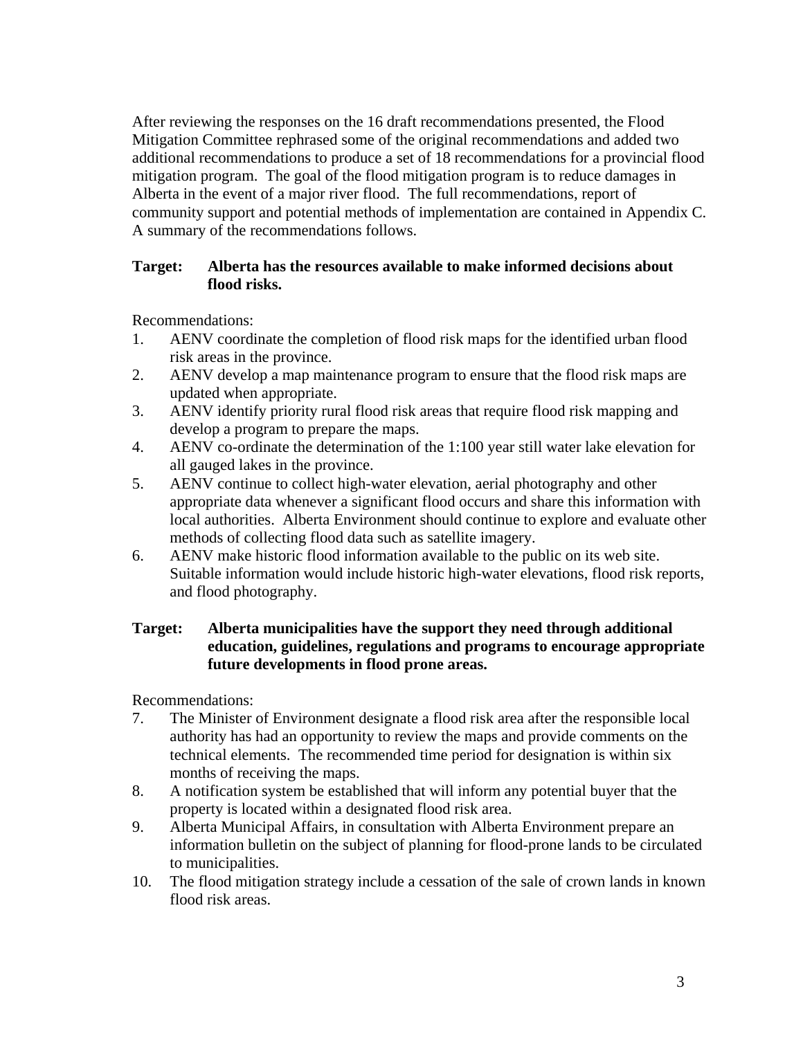After reviewing the responses on the 16 draft recommendations presented, the Flood Mitigation Committee rephrased some of the original recommendations and added two additional recommendations to produce a set of 18 recommendations for a provincial flood mitigation program. The goal of the flood mitigation program is to reduce damages in Alberta in the event of a major river flood. The full recommendations, report of community support and potential methods of implementation are contained in Appendix C. A summary of the recommendations follows.

**Target: Alberta has the resources available to make informed decisions about flood risks.**

Recommendations:

1. AENV coordinate the completion of flood risk maps for the identified urban flood risk areas in the province.
2. AENV develop a map maintenance program to ensure that the flood risk maps are updated when appropriate.
3. AENV identify priority rural flood risk areas that require flood risk mapping and develop a program to prepare the maps.
4. AENV co-ordinate the determination of the 1:100 year still water lake elevation for all gauged lakes in the province.
5. AENV continue to collect high-water elevation, aerial photography and other appropriate data whenever a significant flood occurs and share this information with local authorities. Alberta Environment should continue to explore and evaluate other methods of collecting flood data such as satellite imagery.
6. AENV make historic flood information available to the public on its web site. Suitable information would include historic high-water elevations, flood risk reports, and flood photography.

**Target: Alberta municipalities have the support they need through additional education, guidelines, regulations and programs to encourage appropriate future developments in flood prone areas.**

Recommendations:

7. The Minister of Environment designate a flood risk area after the responsible local authority has had an opportunity to review the maps and provide comments on the technical elements. The recommended time period for designation is within six months of receiving the maps.
8. A notification system be established that will inform any potential buyer that the property is located within a designated flood risk area.
9. Alberta Municipal Affairs, in consultation with Alberta Environment prepare an information bulletin on the subject of planning for flood-prone lands to be circulated to municipalities.
10. The flood mitigation strategy include a cessation of the sale of crown lands in known flood risk areas.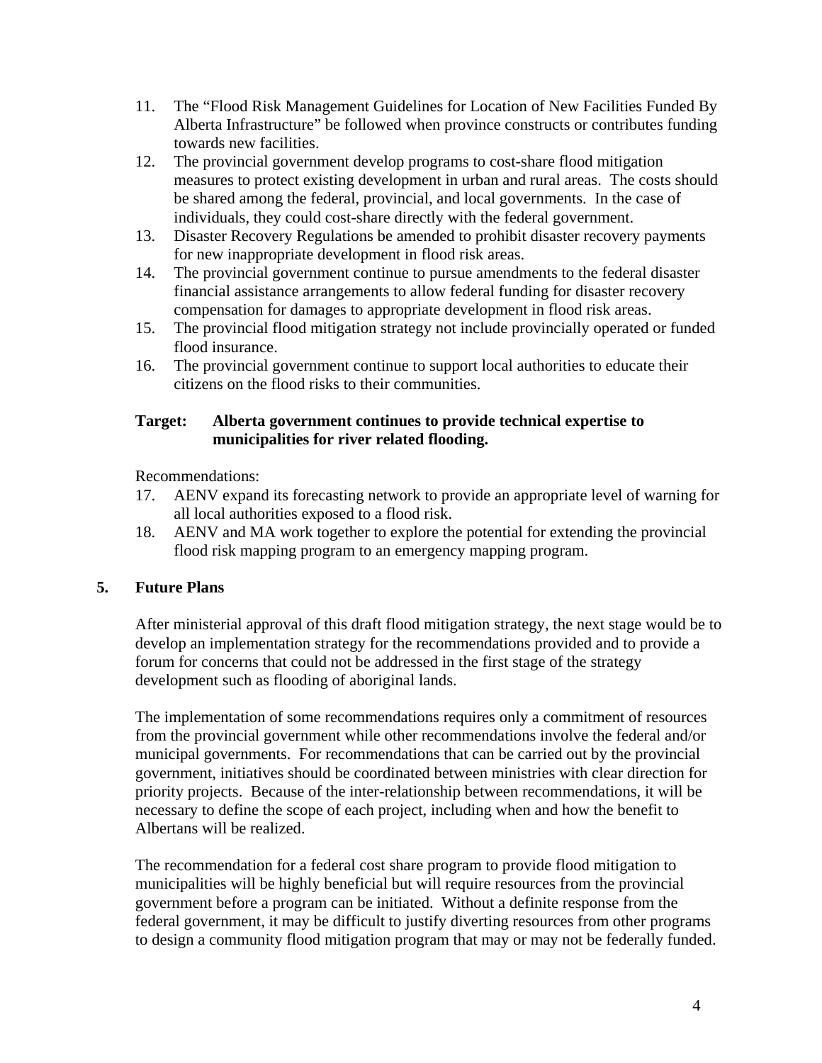11. The “Flood Risk Management Guidelines for Location of New Facilities Funded By Alberta Infrastructure” be followed when province constructs or contributes funding towards new facilities.
12. The provincial government develop programs to cost-share flood mitigation measures to protect existing development in urban and rural areas. The costs should be shared among the federal, provincial, and local governments. In the case of individuals, they could cost-share directly with the federal government.
13. Disaster Recovery Regulations be amended to prohibit disaster recovery payments for new inappropriate development in flood risk areas.
14. The provincial government continue to pursue amendments to the federal disaster financial assistance arrangements to allow federal funding for disaster recovery compensation for damages to appropriate development in flood risk areas.
15. The provincial flood mitigation strategy not include provincially operated or funded flood insurance.
16. The provincial government continue to support local authorities to educate their citizens on the flood risks to their communities.

**Target: Alberta government continues to provide technical expertise to municipalities for river related flooding.**

Recommendations:

17. AENV expand its forecasting network to provide an appropriate level of warning for all local authorities exposed to a flood risk.
18. AENV and MA work together to explore the potential for extending the provincial flood risk mapping program to an emergency mapping program.

## 5. Future Plans

After ministerial approval of this draft flood mitigation strategy, the next stage would be to develop an implementation strategy for the recommendations provided and to provide a forum for concerns that could not be addressed in the first stage of the strategy development such as flooding of aboriginal lands.

The implementation of some recommendations requires only a commitment of resources from the provincial government while other recommendations involve the federal and/or municipal governments. For recommendations that can be carried out by the provincial government, initiatives should be coordinated between ministries with clear direction for priority projects. Because of the inter-relationship between recommendations, it will be necessary to define the scope of each project, including when and how the benefit to Albertans will be realized.

The recommendation for a federal cost share program to provide flood mitigation to municipalities will be highly beneficial but will require resources from the provincial government before a program can be initiated. Without a definite response from the federal government, it may be difficult to justify diverting resources from other programs to design a community flood mitigation program that may or may not be federally funded.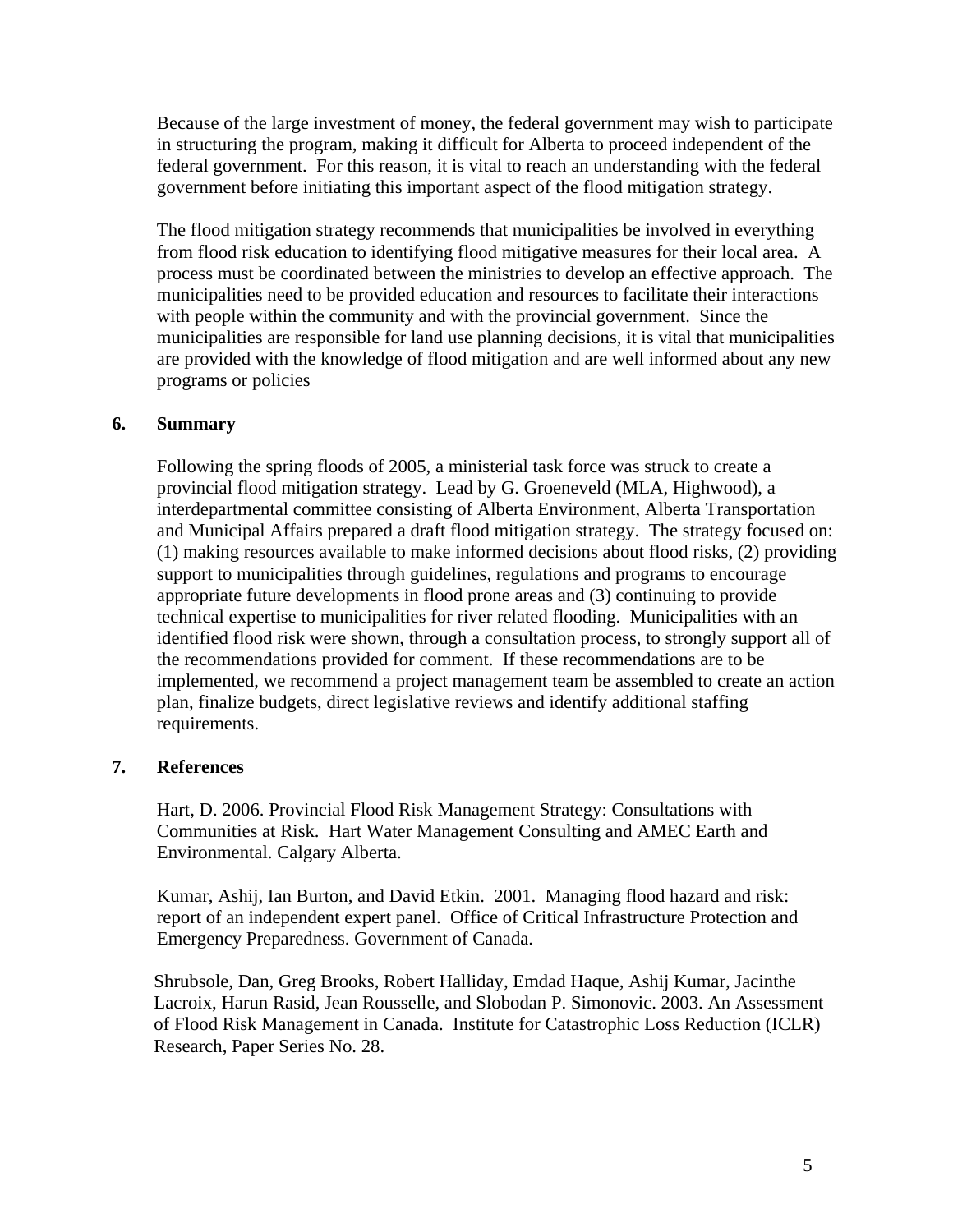Because of the large investment of money, the federal government may wish to participate in structuring the program, making it difficult for Alberta to proceed independent of the federal government. For this reason, it is vital to reach an understanding with the federal government before initiating this important aspect of the flood mitigation strategy.

The flood mitigation strategy recommends that municipalities be involved in everything from flood risk education to identifying flood mitigative measures for their local area. A process must be coordinated between the ministries to develop an effective approach. The municipalities need to be provided education and resources to facilitate their interactions with people within the community and with the provincial government. Since the municipalities are responsible for land use planning decisions, it is vital that municipalities are provided with the knowledge of flood mitigation and are well informed about any new programs or policies

## 6. Summary

Following the spring floods of 2005, a ministerial task force was struck to create a provincial flood mitigation strategy. Lead by G. Groeneveld (MLA, Highwood), a interdepartmental committee consisting of Alberta Environment, Alberta Transportation and Municipal Affairs prepared a draft flood mitigation strategy. The strategy focused on: (1) making resources available to make informed decisions about flood risks, (2) providing support to municipalities through guidelines, regulations and programs to encourage appropriate future developments in flood prone areas and (3) continuing to provide technical expertise to municipalities for river related flooding. Municipalities with an identified flood risk were shown, through a consultation process, to strongly support all of the recommendations provided for comment. If these recommendations are to be implemented, we recommend a project management team be assembled to create an action plan, finalize budgets, direct legislative reviews and identify additional staffing requirements.

## 7. References

Hart, D. 2006. Provincial Flood Risk Management Strategy: Consultations with Communities at Risk. Hart Water Management Consulting and AMEC Earth and Environmental. Calgary Alberta.

Kumar, Ashij, Ian Burton, and David Etkin. 2001. Managing flood hazard and risk: report of an independent expert panel. Office of Critical Infrastructure Protection and Emergency Preparedness. Government of Canada.

Shrubsole, Dan, Greg Brooks, Robert Halliday, Emdad Haque, Ashij Kumar, Jacinthe Lacroix, Harun Rasid, Jean Rousselle, and Slobodan P. Simonovic. 2003. An Assessment of Flood Risk Management in Canada. Institute for Catastrophic Loss Reduction (ICLR) Research, Paper Series No. 28.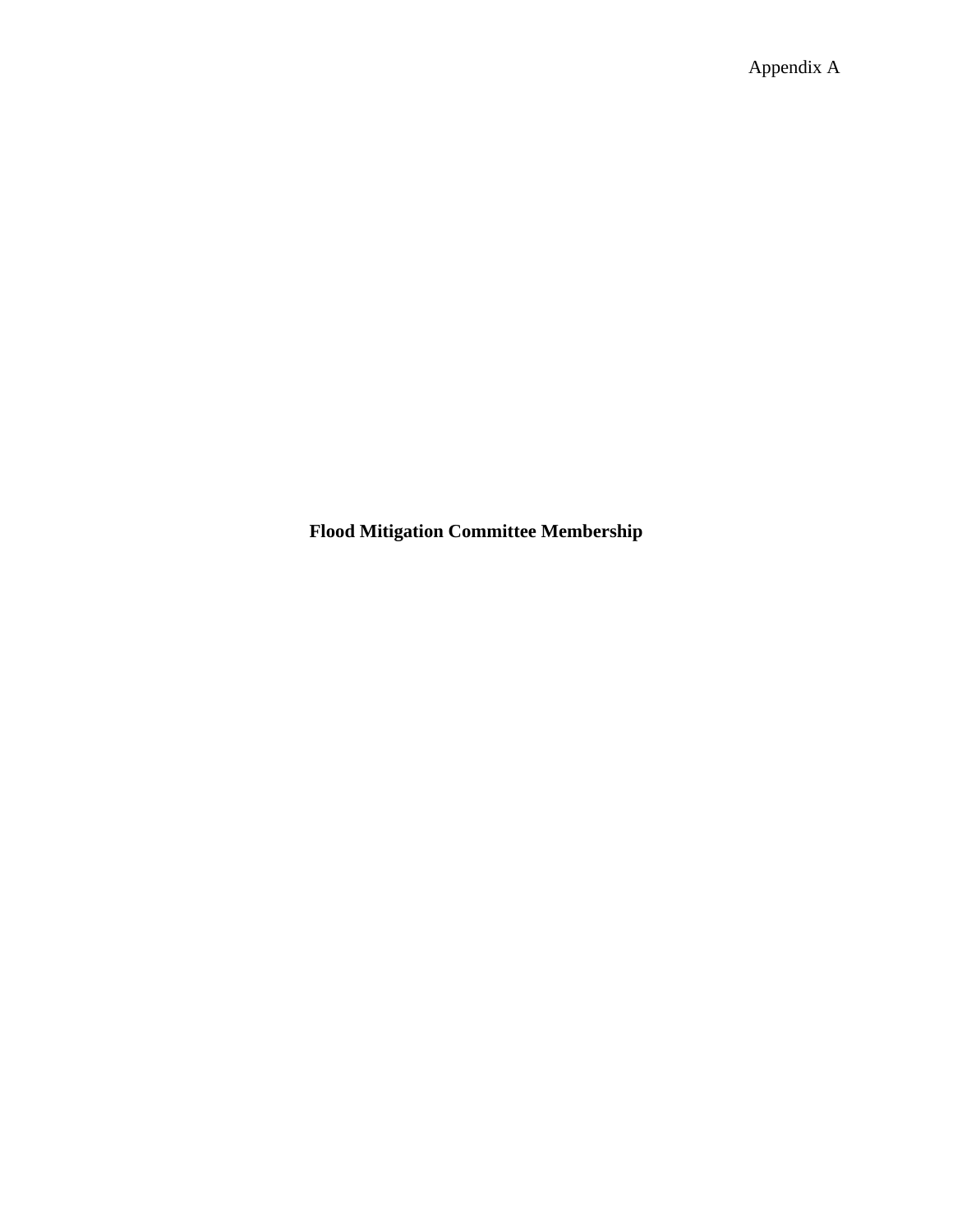Appendix A

# Flood Mitigation Committee Membership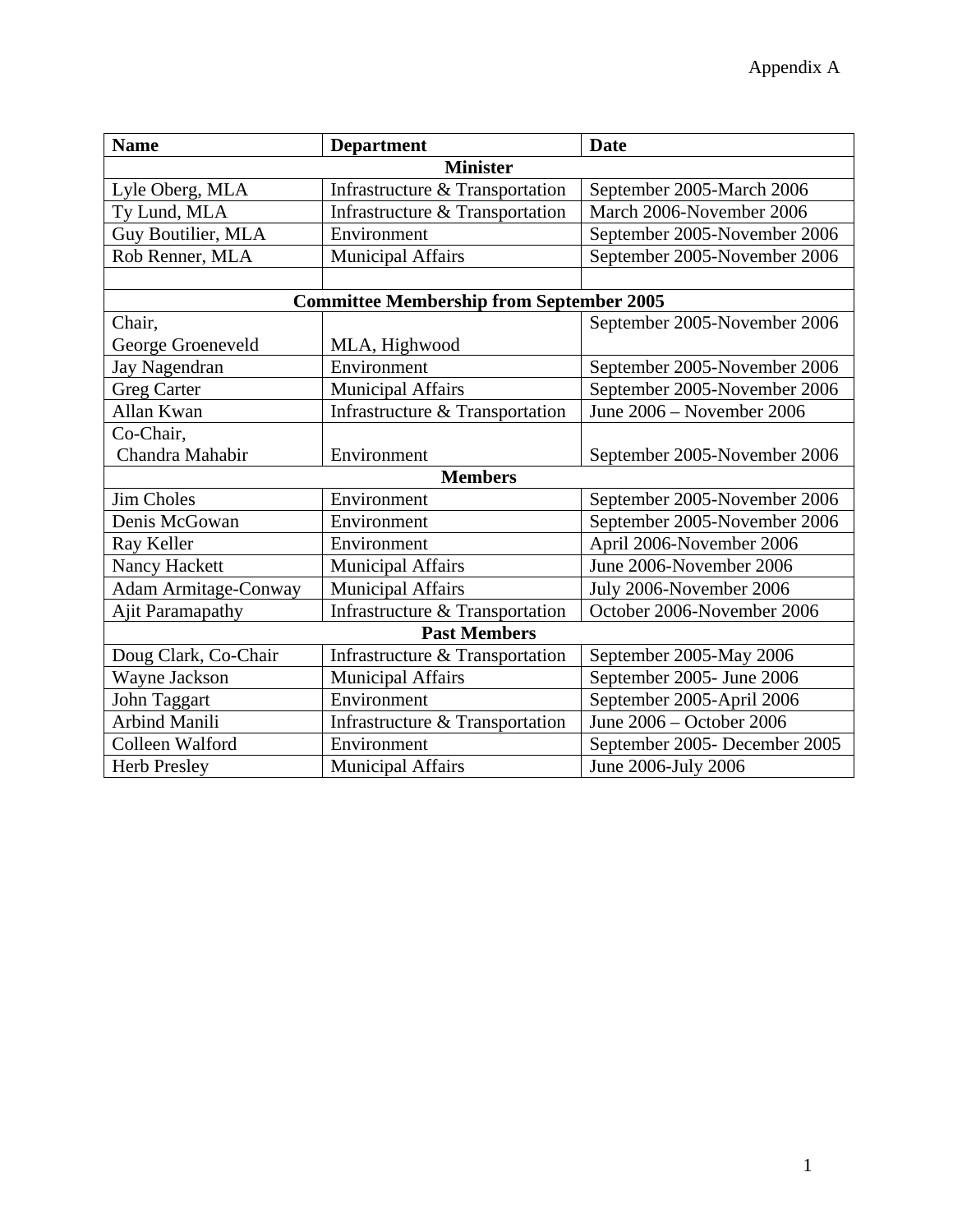Appendix A

| Name | Department | Date |
|---|---|---|
| **Minister** | | |
| Lyle Oberg, MLA | Infrastructure & Transportation | September 2005-March 2006 |
| Ty Lund, MLA | Infrastructure & Transportation | March 2006-November 2006 |
| Guy Boutilier, MLA | Environment | September 2005-November 2006 |
| Rob Renner, MLA | Municipal Affairs | September 2005-November 2006 |
| | | |
| **Committee Membership from September 2005** | | |
| Chair, George Groeneveld | MLA, Highwood | September 2005-November 2006 |
| Jay Nagendran | Environment | September 2005-November 2006 |
| Greg Carter | Municipal Affairs | September 2005-November 2006 |
| Allan Kwan | Infrastructure & Transportation | June 2006 – November 2006 |
| Co-Chair, Chandra Mahabir | Environment | September 2005-November 2006 |
| **Members** | | |
| Jim Choles | Environment | September 2005-November 2006 |
| Denis McGowan | Environment | September 2005-November 2006 |
| Ray Keller | Environment | April 2006-November 2006 |
| Nancy Hackett | Municipal Affairs | June 2006-November 2006 |
| Adam Armitage-Conway | Municipal Affairs | July 2006-November 2006 |
| Ajit Paramapathy | Infrastructure & Transportation | October 2006-November 2006 |
| **Past Members** | | |
| Doug Clark, Co-Chair | Infrastructure & Transportation | September 2005-May 2006 |
| Wayne Jackson | Municipal Affairs | September 2005- June 2006 |
| John Taggart | Environment | September 2005-April 2006 |
| Arbind Manili | Infrastructure & Transportation | June 2006 – October 2006 |
| Colleen Walford | Environment | September 2005- December 2005 |
| Herb Presley | Municipal Affairs | June 2006-July 2006 |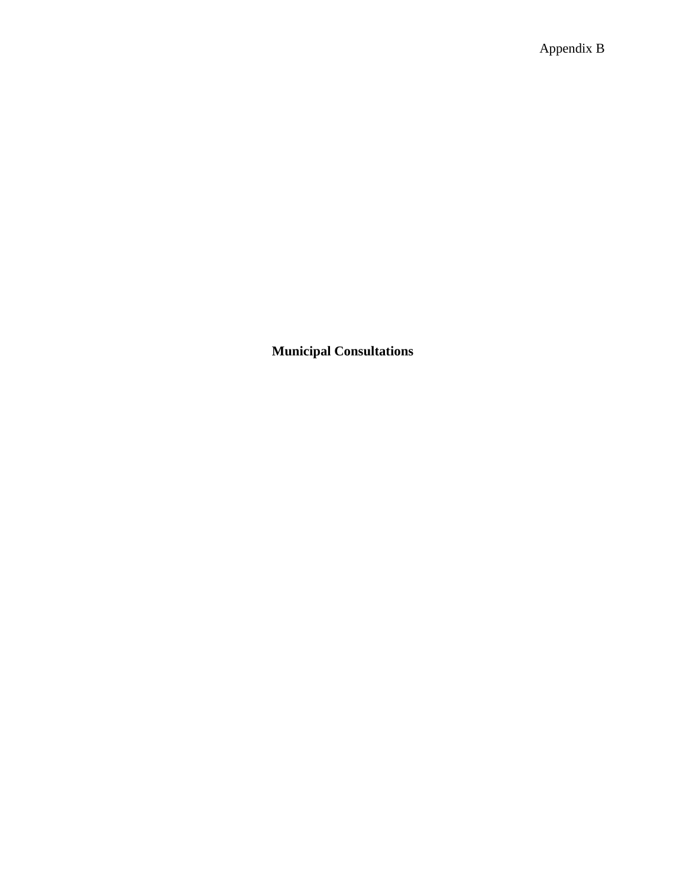Appendix B

**Municipal Consultations**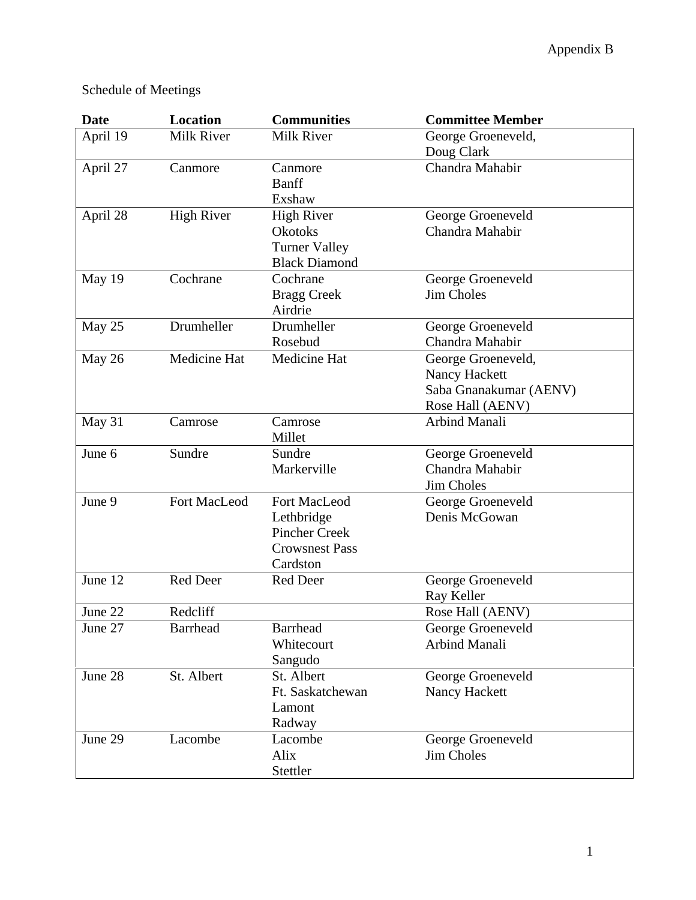Appendix B

Schedule of Meetings

| Date | Location | Communities | Committee Member |
|---|---|---|---|
| April 19 | Milk River | Milk River | George Groeneveld, Doug Clark |
| April 27 | Canmore | Canmore<br>Banff<br>Exshaw | Chandra Mahabir |
| April 28 | High River | High River<br>Okotoks<br>Turner Valley<br>Black Diamond | George Groeneveld<br>Chandra Mahabir |
| May 19 | Cochrane | Cochrane<br>Bragg Creek<br>Airdrie | George Groeneveld<br>Jim Choles |
| May 25 | Drumheller | Drumheller<br>Rosebud | George Groeneveld<br>Chandra Mahabir |
| May 26 | Medicine Hat | Medicine Hat | George Groeneveld, Nancy Hackett<br>Saba Gnanakumar (AENV)<br>Rose Hall (AENV) |
| May 31 | Camrose | Camrose<br>Millet | Arbind Manali |
| June 6 | Sundre | Sundre<br>Markerville | George Groeneveld<br>Chandra Mahabir<br>Jim Choles |
| June 9 | Fort MacLeod | Fort MacLeod<br>Lethbridge<br>Pincher Creek<br>Crowsnest Pass<br>Cardston | George Groeneveld<br>Denis McGowan |
| June 12 | Red Deer | Red Deer | George Groeneveld<br>Ray Keller |
| June 22 | Redcliff | | Rose Hall (AENV) |
| June 27 | Barrhead | Barrhead<br>Whitecourt<br>Sangudo | George Groeneveld<br>Arbind Manali |
| June 28 | St. Albert | St. Albert<br>Ft. Saskatchewan<br>Lamont<br>Radway | George Groeneveld<br>Nancy Hackett |
| June 29 | Lacombe | Lacombe<br>Alix<br>Stettler | George Groeneveld<br>Jim Choles |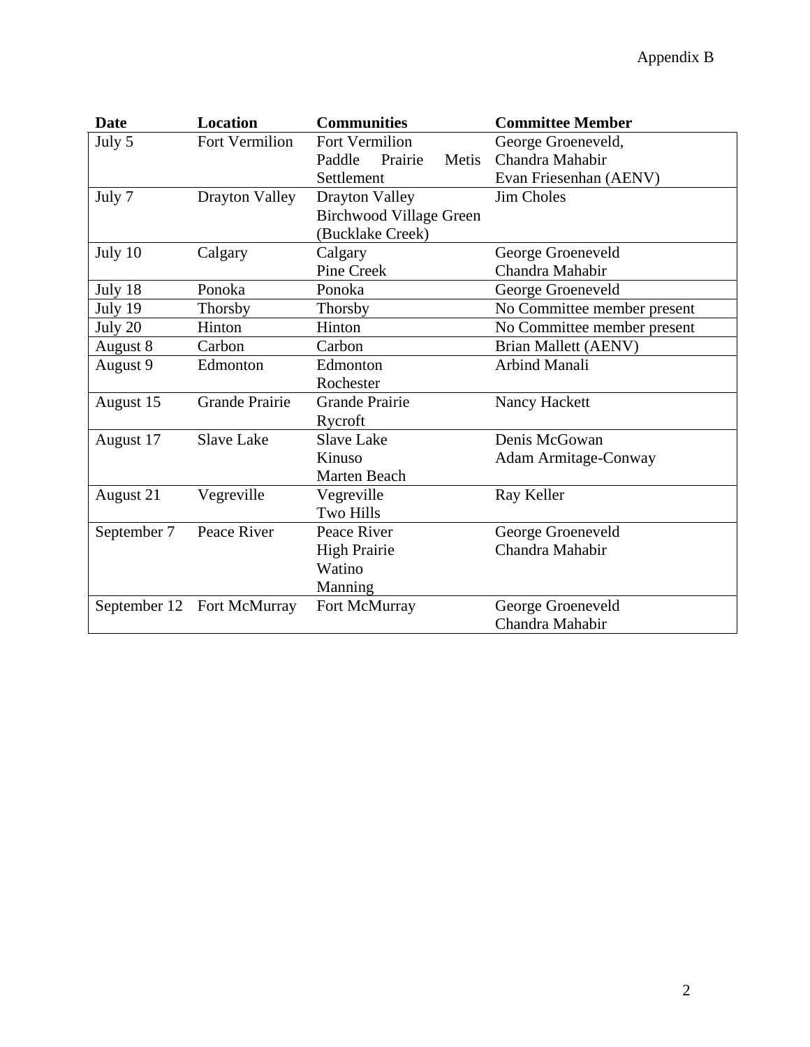Appendix B

| Date | Location | Communities | Committee Member |
|---|---|---|---|
| July 5 | Fort Vermilion | Fort Vermilion<br>Paddle Prairie Metis Settlement | George Groeneveld,<br>Chandra Mahabir<br>Evan Friesenhan (AENV) |
| July 7 | Drayton Valley | Drayton Valley<br>Birchwood Village Green (Bucklake Creek) | Jim Choles |
| July 10 | Calgary | Calgary<br>Pine Creek | George Groeneveld<br>Chandra Mahabir |
| July 18 | Ponoka | Ponoka | George Groeneveld |
| July 19 | Thorsby | Thorsby | No Committee member present |
| July 20 | Hinton | Hinton | No Committee member present |
| August 8 | Carbon | Carbon | Brian Mallett (AENV) |
| August 9 | Edmonton | Edmonton<br>Rochester | Arbind Manali |
| August 15 | Grande Prairie | Grande Prairie<br>Rycroft | Nancy Hackett |
| August 17 | Slave Lake | Slave Lake<br>Kinuso<br>Marten Beach | Denis McGowan<br>Adam Armitage-Conway |
| August 21 | Vegreville | Vegreville<br>Two Hills | Ray Keller |
| September 7 | Peace River | Peace River<br>High Prairie<br>Watino<br>Manning | George Groeneveld<br>Chandra Mahabir |
| September 12 | Fort McMurray | Fort McMurray | George Groeneveld<br>Chandra Mahabir |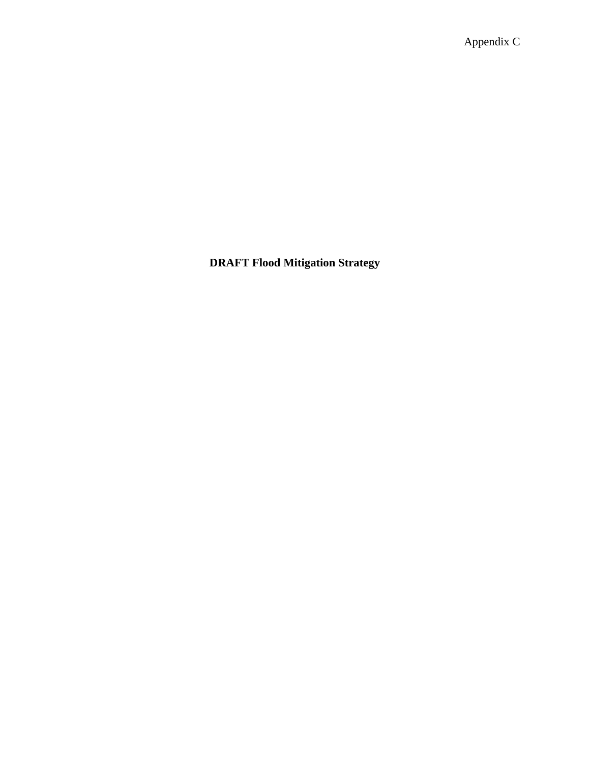Appendix C

**DRAFT Flood Mitigation Strategy**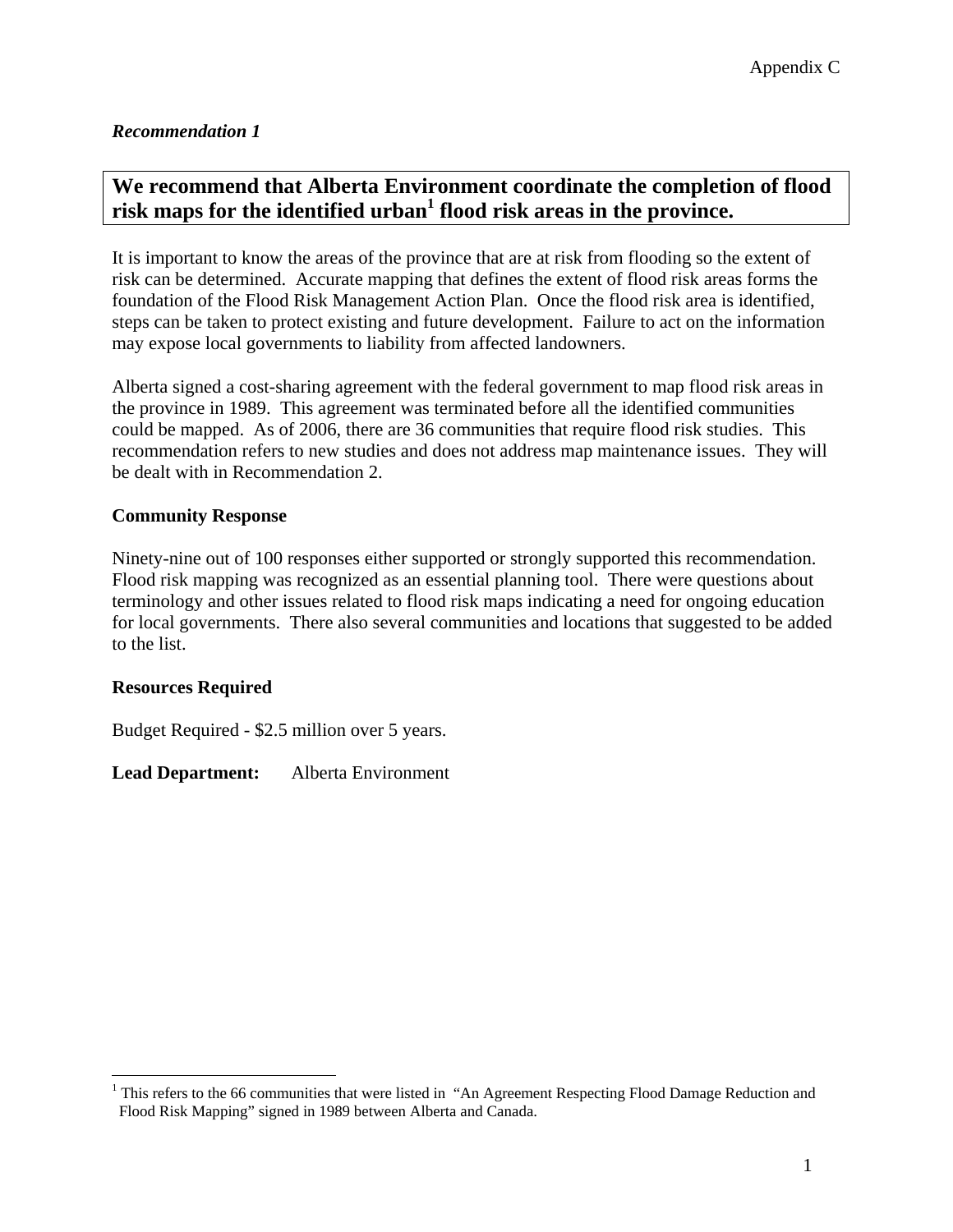Appendix C

***Recommendation 1***

**We recommend that Alberta Environment coordinate the completion of flood risk maps for the identified urban[1] flood risk areas in the province.**

It is important to know the areas of the province that are at risk from flooding so the extent of risk can be determined. Accurate mapping that defines the extent of flood risk areas forms the foundation of the Flood Risk Management Action Plan. Once the flood risk area is identified, steps can be taken to protect existing and future development. Failure to act on the information may expose local governments to liability from affected landowners.

Alberta signed a cost-sharing agreement with the federal government to map flood risk areas in the province in 1989. This agreement was terminated before all the identified communities could be mapped. As of 2006, there are 36 communities that require flood risk studies. This recommendation refers to new studies and does not address map maintenance issues. They will be dealt with in Recommendation 2.

**Community Response**

Ninety-nine out of 100 responses either supported or strongly supported this recommendation. Flood risk mapping was recognized as an essential planning tool. There were questions about terminology and other issues related to flood risk maps indicating a need for ongoing education for local governments. There also several communities and locations that suggested to be added to the list.

**Resources Required**

Budget Required - $2.5 million over 5 years.

**Lead Department:** Alberta Environment

[1] This refers to the 66 communities that were listed in "An Agreement Respecting Flood Damage Reduction and Flood Risk Mapping" signed in 1989 between Alberta and Canada.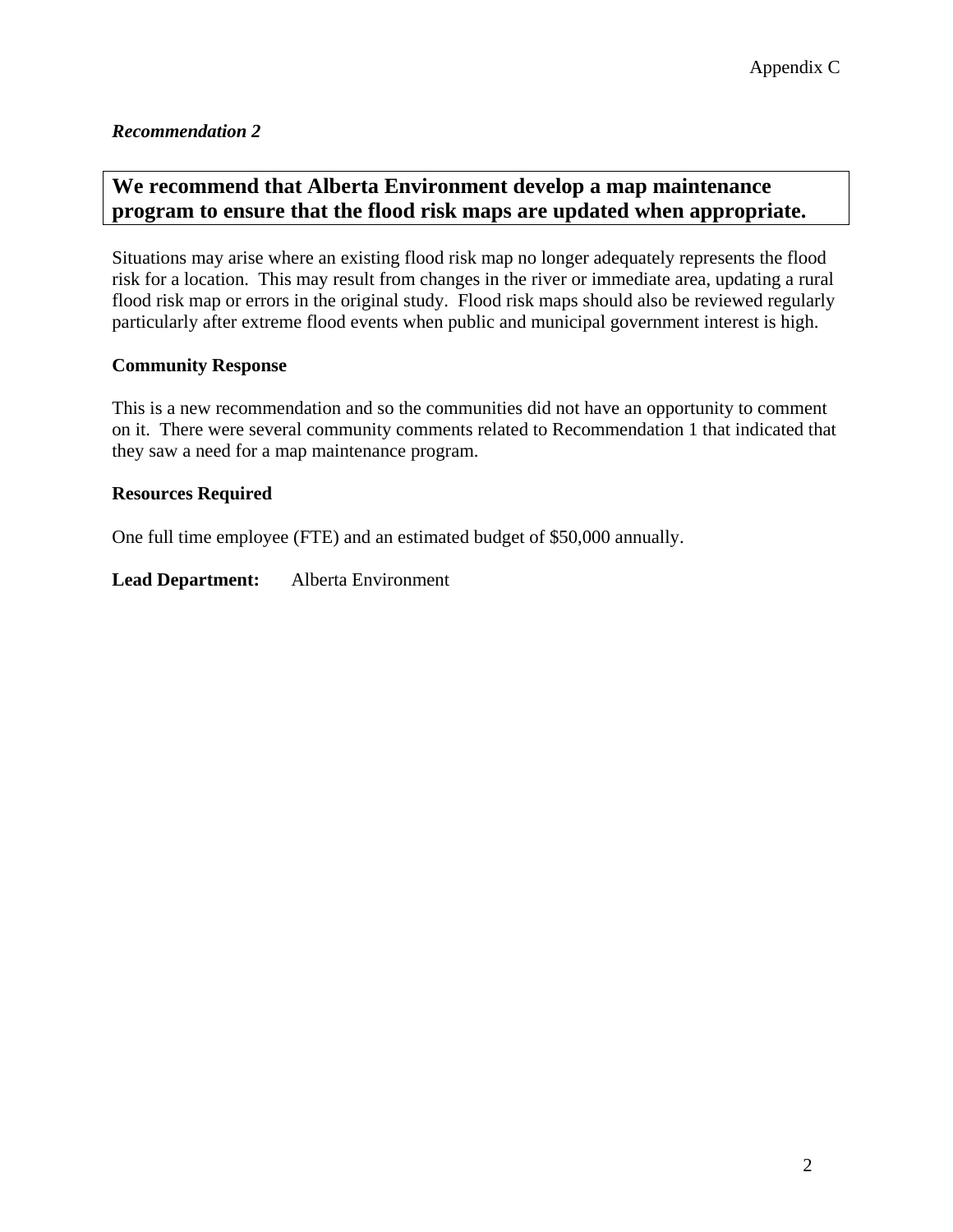*Recommendation 2*

**We recommend that Alberta Environment develop a map maintenance program to ensure that the flood risk maps are updated when appropriate.**

Situations may arise where an existing flood risk map no longer adequately represents the flood risk for a location. This may result from changes in the river or immediate area, updating a rural flood risk map or errors in the original study. Flood risk maps should also be reviewed regularly particularly after extreme flood events when public and municipal government interest is high.

**Community Response**

This is a new recommendation and so the communities did not have an opportunity to comment on it. There were several community comments related to Recommendation 1 that indicated that they saw a need for a map maintenance program.

**Resources Required**

One full time employee (FTE) and an estimated budget of $50,000 annually.

**Lead Department:** Alberta Environment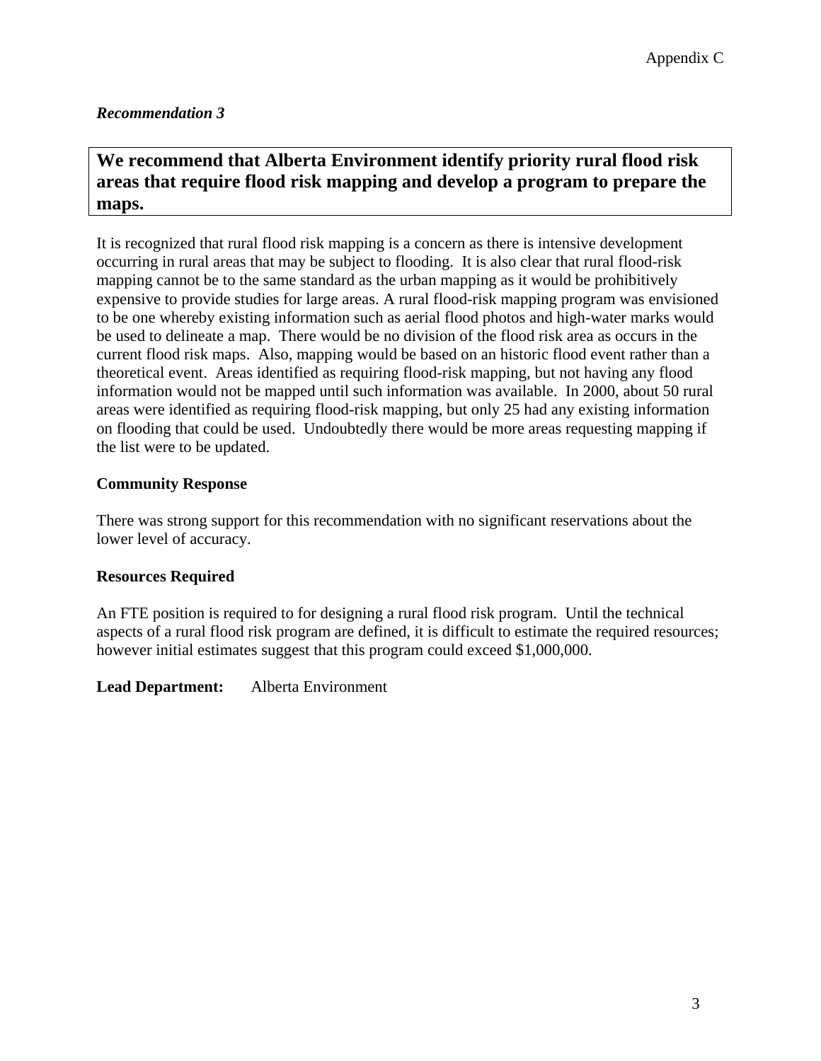*Recommendation 3*

**We recommend that Alberta Environment identify priority rural flood risk areas that require flood risk mapping and develop a program to prepare the maps.**

It is recognized that rural flood risk mapping is a concern as there is intensive development occurring in rural areas that may be subject to flooding. It is also clear that rural flood-risk mapping cannot be to the same standard as the urban mapping as it would be prohibitively expensive to provide studies for large areas. A rural flood-risk mapping program was envisioned to be one whereby existing information such as aerial flood photos and high-water marks would be used to delineate a map. There would be no division of the flood risk area as occurs in the current flood risk maps. Also, mapping would be based on an historic flood event rather than a theoretical event. Areas identified as requiring flood-risk mapping, but not having any flood information would not be mapped until such information was available. In 2000, about 50 rural areas were identified as requiring flood-risk mapping, but only 25 had any existing information on flooding that could be used. Undoubtedly there would be more areas requesting mapping if the list were to be updated.

**Community Response**

There was strong support for this recommendation with no significant reservations about the lower level of accuracy.

**Resources Required**

An FTE position is required to for designing a rural flood risk program. Until the technical aspects of a rural flood risk program are defined, it is difficult to estimate the required resources; however initial estimates suggest that this program could exceed $1,000,000.

**Lead Department:** Alberta Environment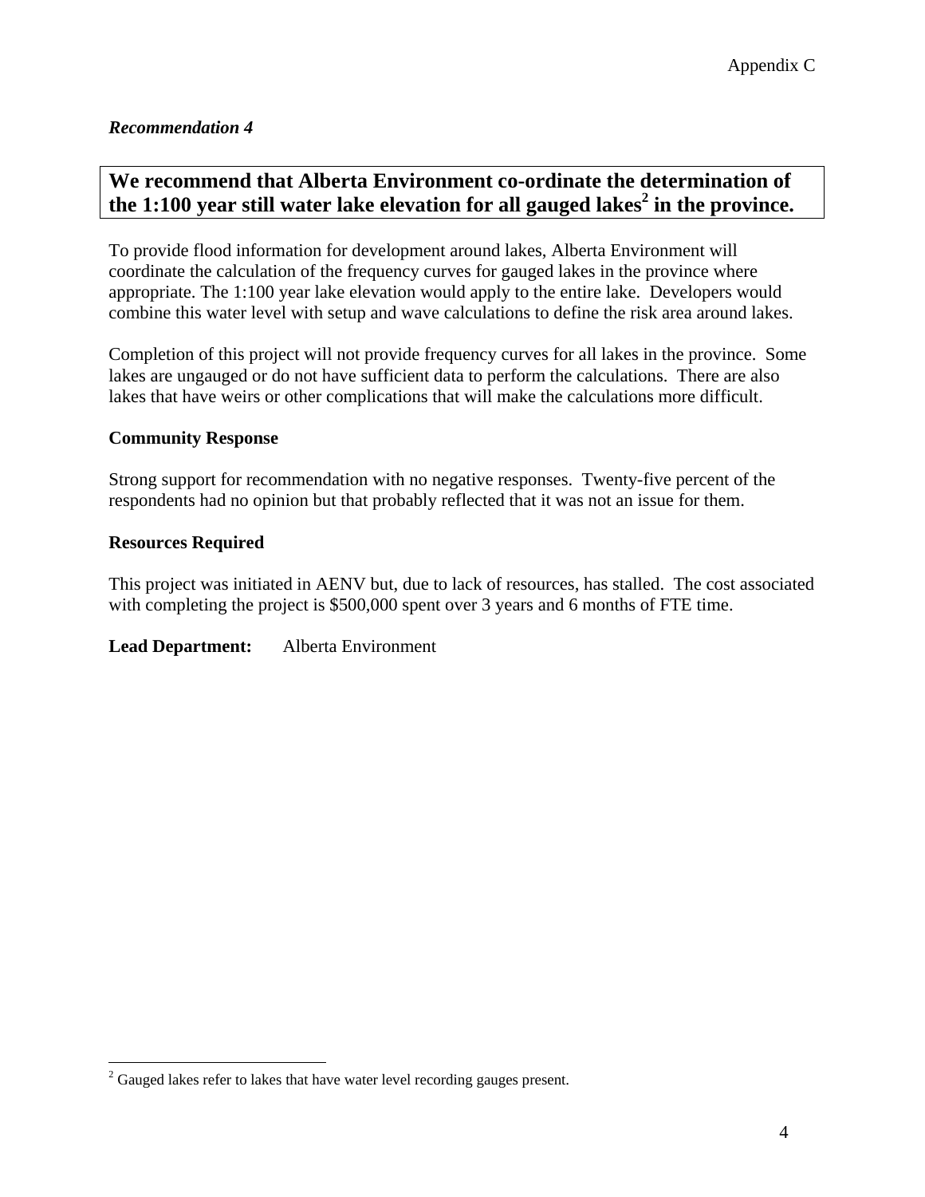*Recommendation 4*

**We recommend that Alberta Environment co-ordinate the determination of the 1:100 year still water lake elevation for all gauged lakes[2] in the province.**

To provide flood information for development around lakes, Alberta Environment will coordinate the calculation of the frequency curves for gauged lakes in the province where appropriate. The 1:100 year lake elevation would apply to the entire lake. Developers would combine this water level with setup and wave calculations to define the risk area around lakes.

Completion of this project will not provide frequency curves for all lakes in the province. Some lakes are ungauged or do not have sufficient data to perform the calculations. There are also lakes that have weirs or other complications that will make the calculations more difficult.

**Community Response**

Strong support for recommendation with no negative responses. Twenty-five percent of the respondents had no opinion but that probably reflected that it was not an issue for them.

**Resources Required**

This project was initiated in AENV but, due to lack of resources, has stalled. The cost associated with completing the project is $500,000 spent over 3 years and 6 months of FTE time.

**Lead Department:** Alberta Environment

[2] Gauged lakes refer to lakes that have water level recording gauges present.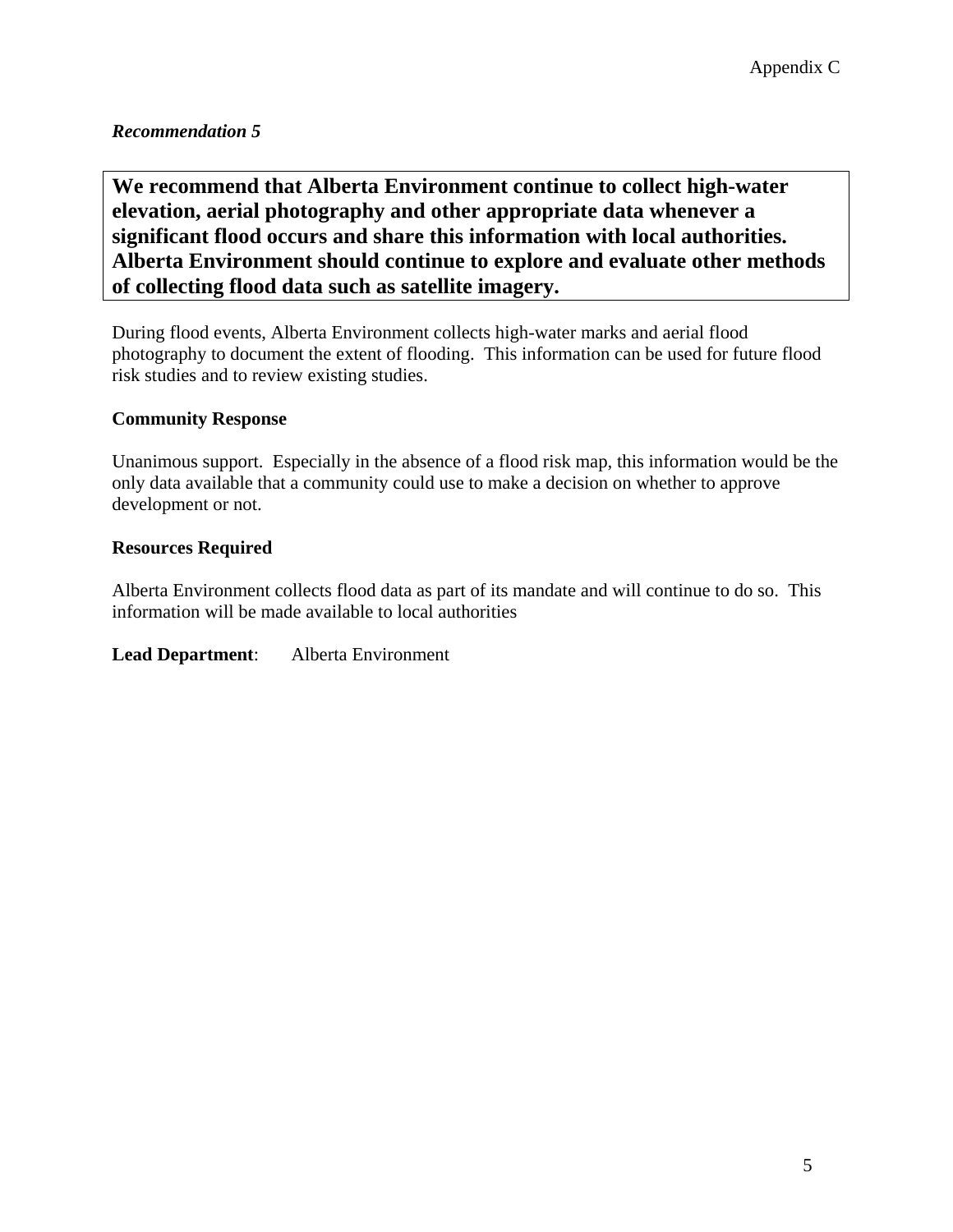*Recommendation 5*

**We recommend that Alberta Environment continue to collect high-water elevation, aerial photography and other appropriate data whenever a significant flood occurs and share this information with local authorities. Alberta Environment should continue to explore and evaluate other methods of collecting flood data such as satellite imagery.**

During flood events, Alberta Environment collects high-water marks and aerial flood photography to document the extent of flooding. This information can be used for future flood risk studies and to review existing studies.

**Community Response**

Unanimous support. Especially in the absence of a flood risk map, this information would be the only data available that a community could use to make a decision on whether to approve development or not.

**Resources Required**

Alberta Environment collects flood data as part of its mandate and will continue to do so. This information will be made available to local authorities

**Lead Department**: Alberta Environment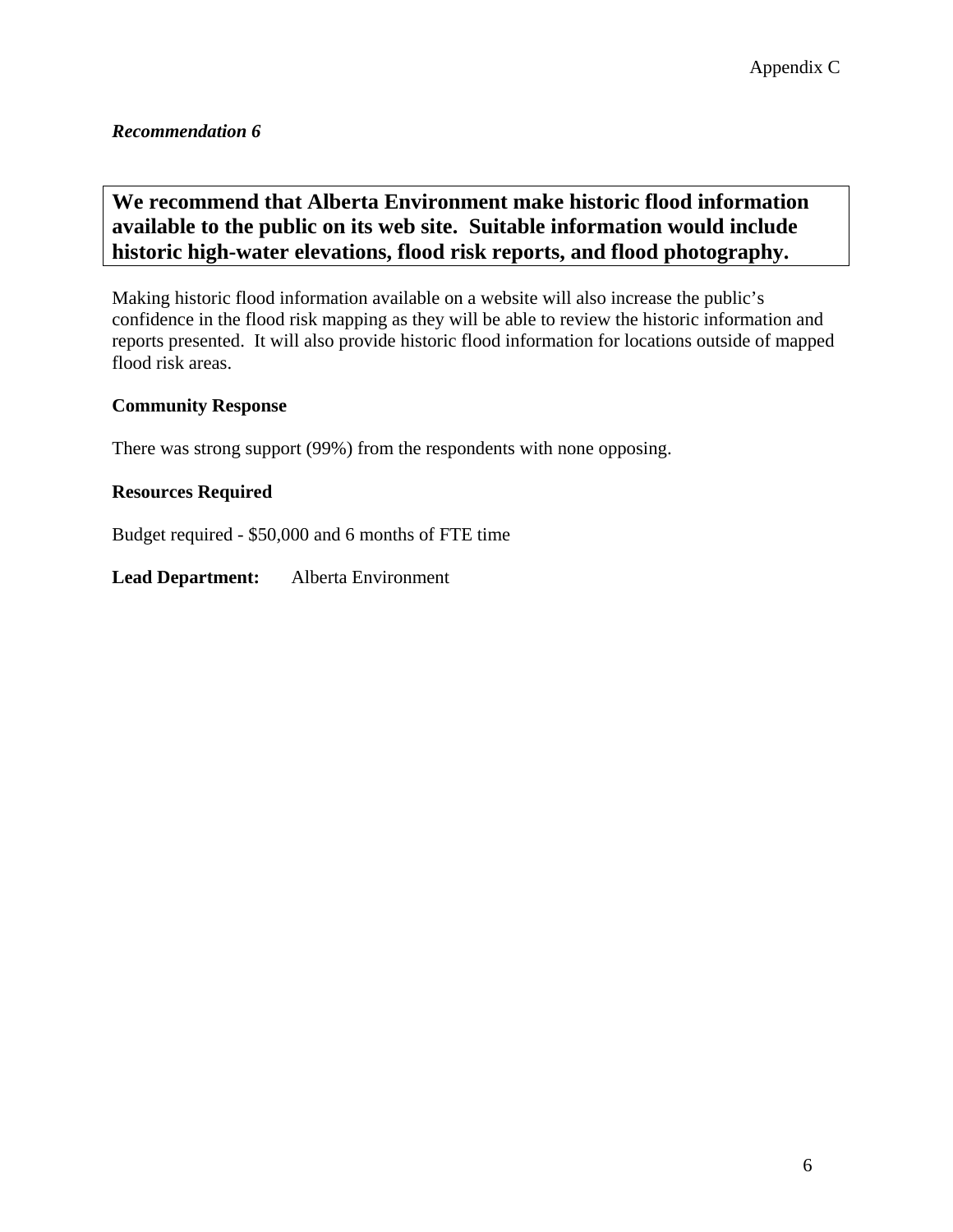*Recommendation 6*

**We recommend that Alberta Environment make historic flood information available to the public on its web site. Suitable information would include historic high-water elevations, flood risk reports, and flood photography.**

Making historic flood information available on a website will also increase the public's confidence in the flood risk mapping as they will be able to review the historic information and reports presented. It will also provide historic flood information for locations outside of mapped flood risk areas.

**Community Response**

There was strong support (99%) from the respondents with none opposing.

**Resources Required**

Budget required - $50,000 and 6 months of FTE time

**Lead Department:** Alberta Environment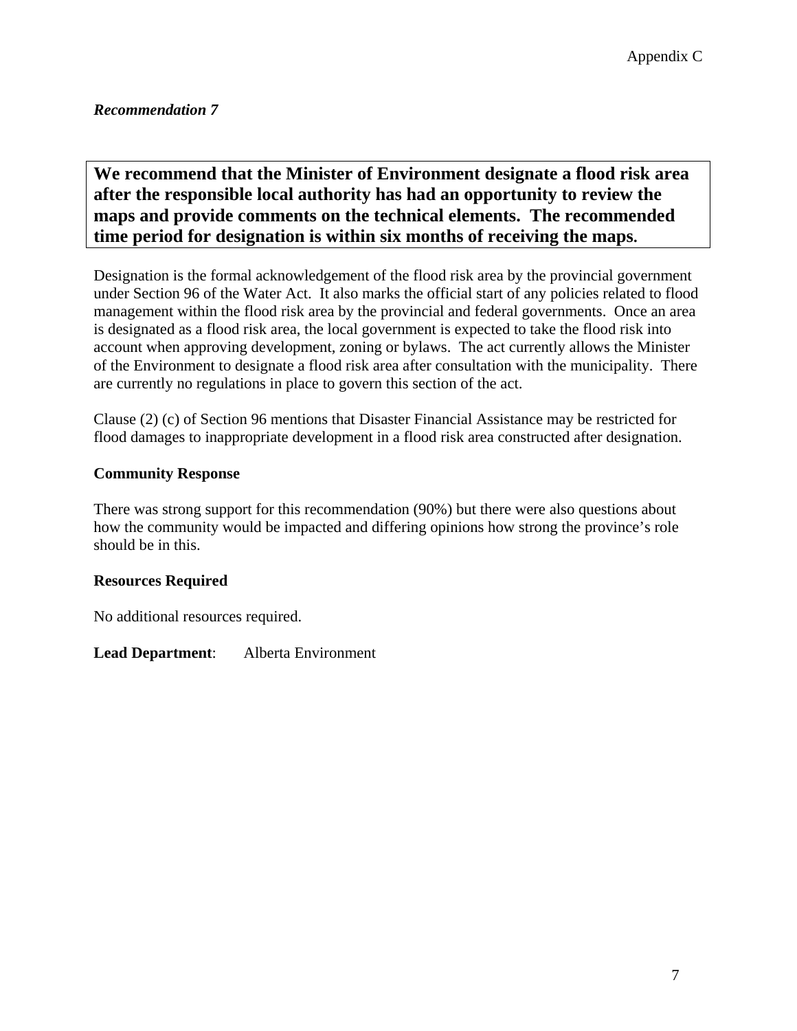*Recommendation 7*

**We recommend that the Minister of Environment designate a flood risk area after the responsible local authority has had an opportunity to review the maps and provide comments on the technical elements. The recommended time period for designation is within six months of receiving the maps.**

Designation is the formal acknowledgement of the flood risk area by the provincial government under Section 96 of the Water Act. It also marks the official start of any policies related to flood management within the flood risk area by the provincial and federal governments. Once an area is designated as a flood risk area, the local government is expected to take the flood risk into account when approving development, zoning or bylaws. The act currently allows the Minister of the Environment to designate a flood risk area after consultation with the municipality. There are currently no regulations in place to govern this section of the act.

Clause (2) (c) of Section 96 mentions that Disaster Financial Assistance may be restricted for flood damages to inappropriate development in a flood risk area constructed after designation.

**Community Response**

There was strong support for this recommendation (90%) but there were also questions about how the community would be impacted and differing opinions how strong the province's role should be in this.

**Resources Required**

No additional resources required.

**Lead Department**: Alberta Environment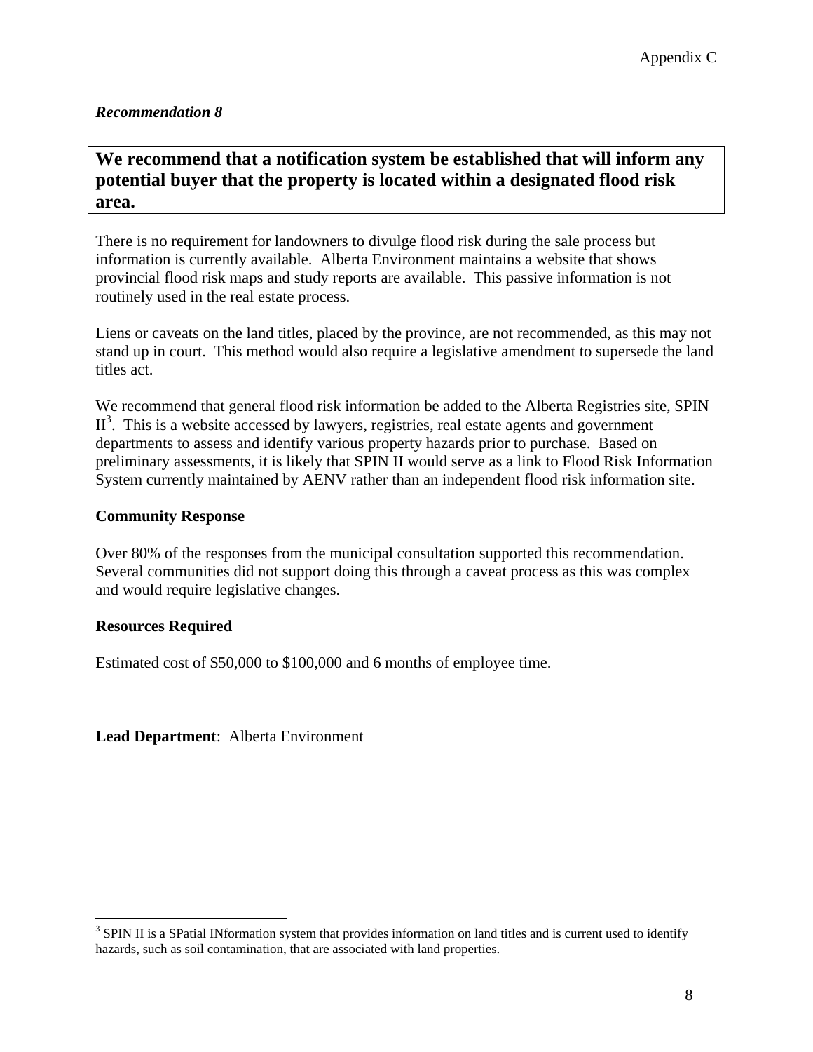*Recommendation 8*

**We recommend that a notification system be established that will inform any potential buyer that the property is located within a designated flood risk area.**

There is no requirement for landowners to divulge flood risk during the sale process but information is currently available. Alberta Environment maintains a website that shows provincial flood risk maps and study reports are available. This passive information is not routinely used in the real estate process.

Liens or caveats on the land titles, placed by the province, are not recommended, as this may not stand up in court. This method would also require a legislative amendment to supersede the land titles act.

We recommend that general flood risk information be added to the Alberta Registries site, SPIN II[3]. This is a website accessed by lawyers, registries, real estate agents and government departments to assess and identify various property hazards prior to purchase. Based on preliminary assessments, it is likely that SPIN II would serve as a link to Flood Risk Information System currently maintained by AENV rather than an independent flood risk information site.

**Community Response**

Over 80% of the responses from the municipal consultation supported this recommendation. Several communities did not support doing this through a caveat process as this was complex and would require legislative changes.

**Resources Required**

Estimated cost of $50,000 to $100,000 and 6 months of employee time.

**Lead Department**: Alberta Environment

[3] SPIN II is a SPatial INformation system that provides information on land titles and is current used to identify hazards, such as soil contamination, that are associated with land properties.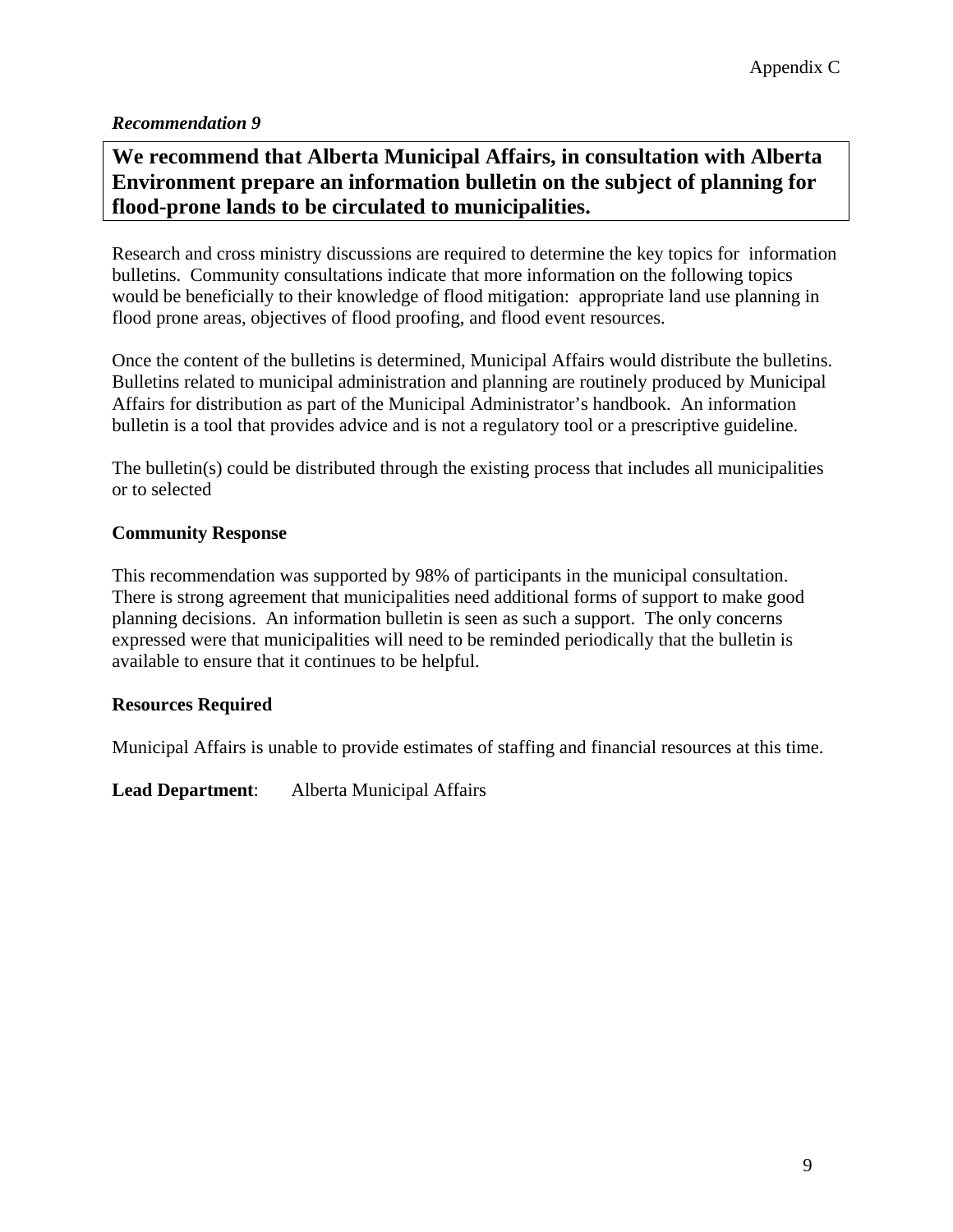*Recommendation 9*

**We recommend that Alberta Municipal Affairs, in consultation with Alberta Environment prepare an information bulletin on the subject of planning for flood-prone lands to be circulated to municipalities.**

Research and cross ministry discussions are required to determine the key topics for information bulletins. Community consultations indicate that more information on the following topics would be beneficially to their knowledge of flood mitigation: appropriate land use planning in flood prone areas, objectives of flood proofing, and flood event resources.

Once the content of the bulletins is determined, Municipal Affairs would distribute the bulletins. Bulletins related to municipal administration and planning are routinely produced by Municipal Affairs for distribution as part of the Municipal Administrator's handbook. An information bulletin is a tool that provides advice and is not a regulatory tool or a prescriptive guideline.

The bulletin(s) could be distributed through the existing process that includes all municipalities or to selected

**Community Response**

This recommendation was supported by 98% of participants in the municipal consultation. There is strong agreement that municipalities need additional forms of support to make good planning decisions. An information bulletin is seen as such a support. The only concerns expressed were that municipalities will need to be reminded periodically that the bulletin is available to ensure that it continues to be helpful.

**Resources Required**

Municipal Affairs is unable to provide estimates of staffing and financial resources at this time.

**Lead Department**: Alberta Municipal Affairs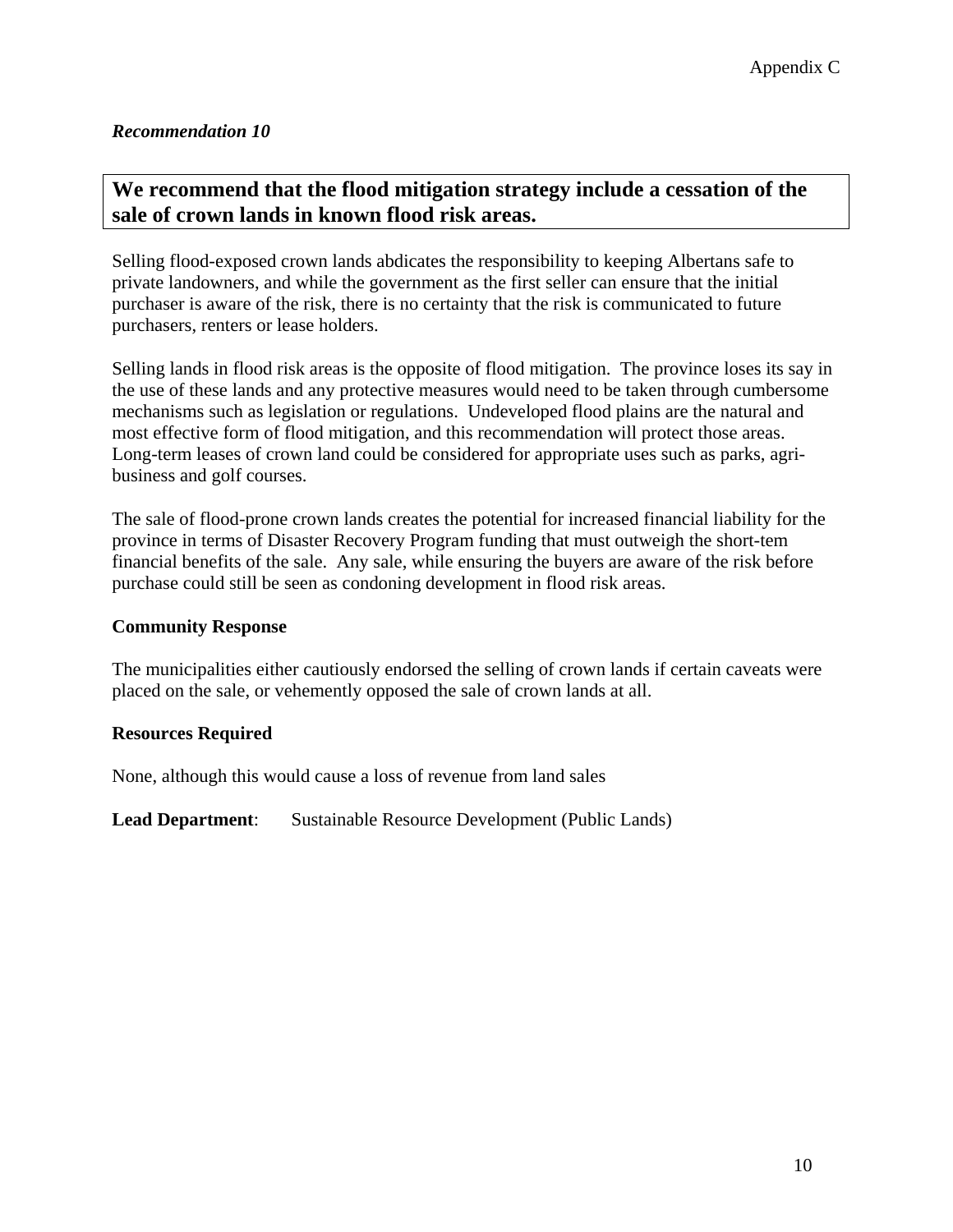*Recommendation 10*

**We recommend that the flood mitigation strategy include a cessation of the sale of crown lands in known flood risk areas.**

Selling flood-exposed crown lands abdicates the responsibility to keeping Albertans safe to private landowners, and while the government as the first seller can ensure that the initial purchaser is aware of the risk, there is no certainty that the risk is communicated to future purchasers, renters or lease holders.

Selling lands in flood risk areas is the opposite of flood mitigation. The province loses its say in the use of these lands and any protective measures would need to be taken through cumbersome mechanisms such as legislation or regulations. Undeveloped flood plains are the natural and most effective form of flood mitigation, and this recommendation will protect those areas. Long-term leases of crown land could be considered for appropriate uses such as parks, agri-business and golf courses.

The sale of flood-prone crown lands creates the potential for increased financial liability for the province in terms of Disaster Recovery Program funding that must outweigh the short-tem financial benefits of the sale. Any sale, while ensuring the buyers are aware of the risk before purchase could still be seen as condoning development in flood risk areas.

**Community Response**

The municipalities either cautiously endorsed the selling of crown lands if certain caveats were placed on the sale, or vehemently opposed the sale of crown lands at all.

**Resources Required**

None, although this would cause a loss of revenue from land sales

**Lead Department**: Sustainable Resource Development (Public Lands)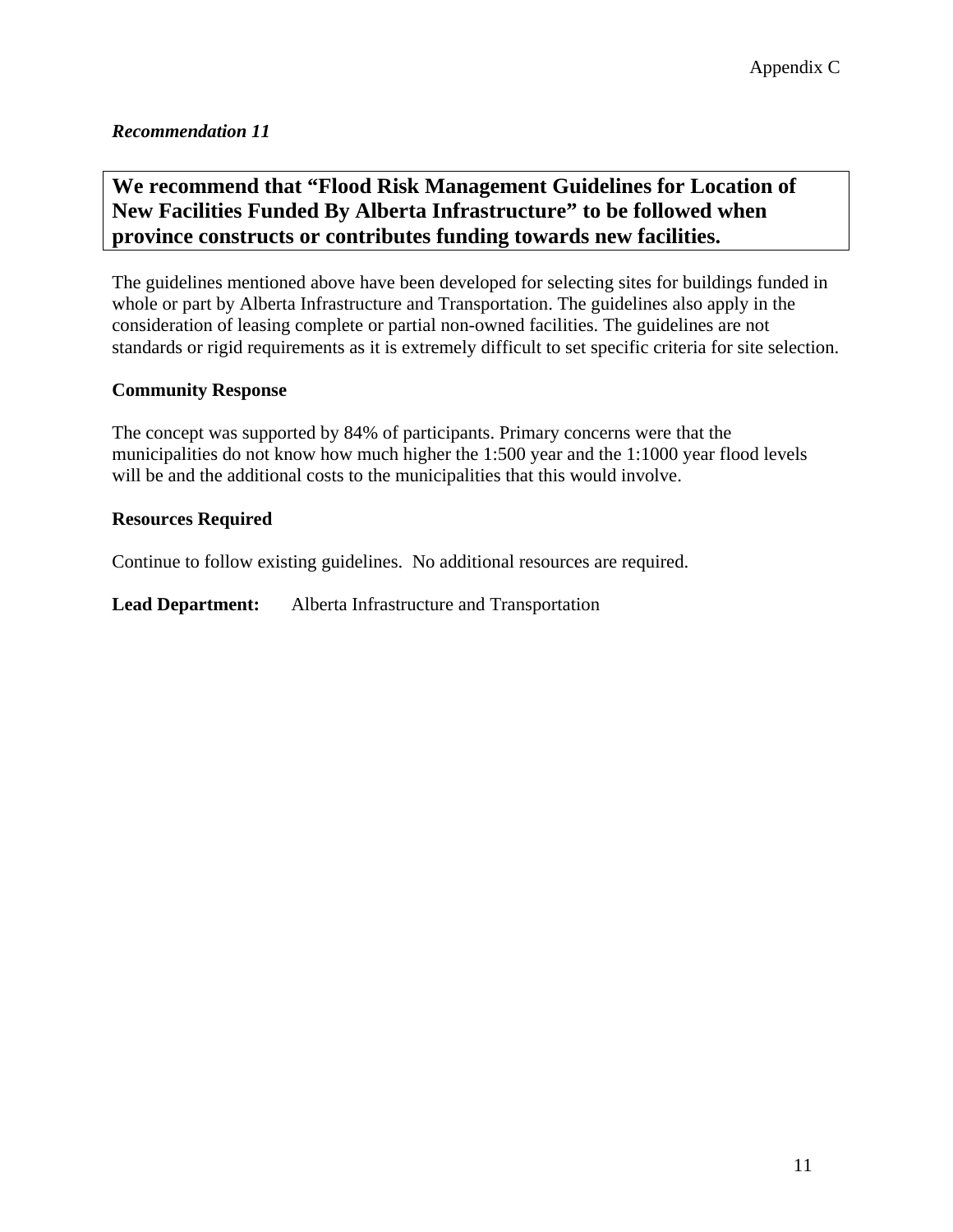*Recommendation 11*

**We recommend that "Flood Risk Management Guidelines for Location of New Facilities Funded By Alberta Infrastructure" to be followed when province constructs or contributes funding towards new facilities.**

The guidelines mentioned above have been developed for selecting sites for buildings funded in whole or part by Alberta Infrastructure and Transportation. The guidelines also apply in the consideration of leasing complete or partial non-owned facilities. The guidelines are not standards or rigid requirements as it is extremely difficult to set specific criteria for site selection.

**Community Response**

The concept was supported by 84% of participants. Primary concerns were that the municipalities do not know how much higher the 1:500 year and the 1:1000 year flood levels will be and the additional costs to the municipalities that this would involve.

**Resources Required**

Continue to follow existing guidelines. No additional resources are required.

**Lead Department:** Alberta Infrastructure and Transportation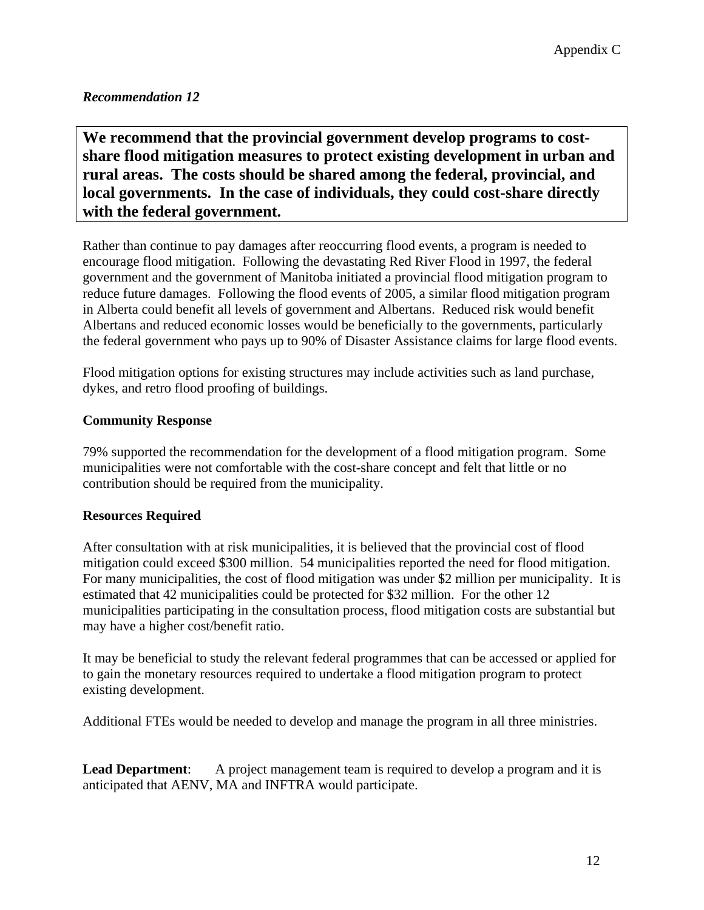*Recommendation 12*

**We recommend that the provincial government develop programs to cost-share flood mitigation measures to protect existing development in urban and rural areas. The costs should be shared among the federal, provincial, and local governments. In the case of individuals, they could cost-share directly with the federal government.**

Rather than continue to pay damages after reoccurring flood events, a program is needed to encourage flood mitigation. Following the devastating Red River Flood in 1997, the federal government and the government of Manitoba initiated a provincial flood mitigation program to reduce future damages. Following the flood events of 2005, a similar flood mitigation program in Alberta could benefit all levels of government and Albertans. Reduced risk would benefit Albertans and reduced economic losses would be beneficially to the governments, particularly the federal government who pays up to 90% of Disaster Assistance claims for large flood events.

Flood mitigation options for existing structures may include activities such as land purchase, dykes, and retro flood proofing of buildings.

**Community Response**

79% supported the recommendation for the development of a flood mitigation program. Some municipalities were not comfortable with the cost-share concept and felt that little or no contribution should be required from the municipality.

**Resources Required**

After consultation with at risk municipalities, it is believed that the provincial cost of flood mitigation could exceed $300 million. 54 municipalities reported the need for flood mitigation. For many municipalities, the cost of flood mitigation was under $2 million per municipality. It is estimated that 42 municipalities could be protected for $32 million. For the other 12 municipalities participating in the consultation process, flood mitigation costs are substantial but may have a higher cost/benefit ratio.

It may be beneficial to study the relevant federal programmes that can be accessed or applied for to gain the monetary resources required to undertake a flood mitigation program to protect existing development.

Additional FTEs would be needed to develop and manage the program in all three ministries.

**Lead Department**: A project management team is required to develop a program and it is anticipated that AENV, MA and INFTRA would participate.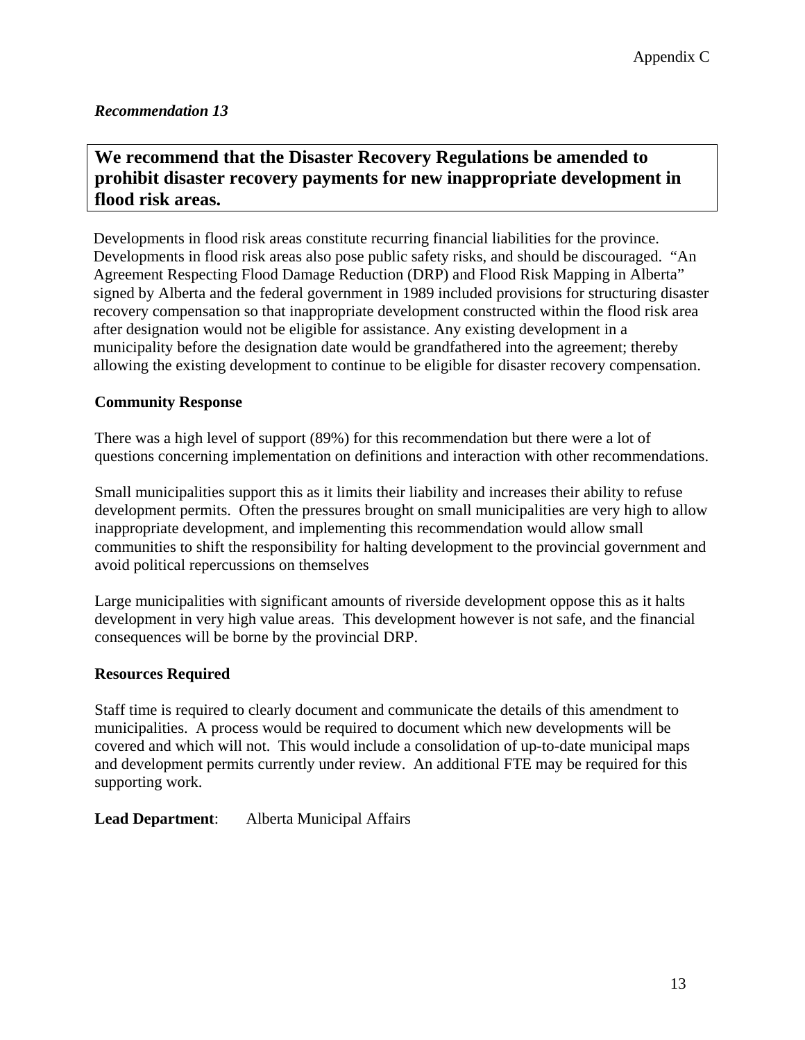*Recommendation 13*

**We recommend that the Disaster Recovery Regulations be amended to prohibit disaster recovery payments for new inappropriate development in flood risk areas.**

Developments in flood risk areas constitute recurring financial liabilities for the province. Developments in flood risk areas also pose public safety risks, and should be discouraged. "An Agreement Respecting Flood Damage Reduction (DRP) and Flood Risk Mapping in Alberta" signed by Alberta and the federal government in 1989 included provisions for structuring disaster recovery compensation so that inappropriate development constructed within the flood risk area after designation would not be eligible for assistance. Any existing development in a municipality before the designation date would be grandfathered into the agreement; thereby allowing the existing development to continue to be eligible for disaster recovery compensation.

**Community Response**

There was a high level of support (89%) for this recommendation but there were a lot of questions concerning implementation on definitions and interaction with other recommendations.

Small municipalities support this as it limits their liability and increases their ability to refuse development permits. Often the pressures brought on small municipalities are very high to allow inappropriate development, and implementing this recommendation would allow small communities to shift the responsibility for halting development to the provincial government and avoid political repercussions on themselves

Large municipalities with significant amounts of riverside development oppose this as it halts development in very high value areas. This development however is not safe, and the financial consequences will be borne by the provincial DRP.

**Resources Required**

Staff time is required to clearly document and communicate the details of this amendment to municipalities. A process would be required to document which new developments will be covered and which will not. This would include a consolidation of up-to-date municipal maps and development permits currently under review. An additional FTE may be required for this supporting work.

**Lead Department**: Alberta Municipal Affairs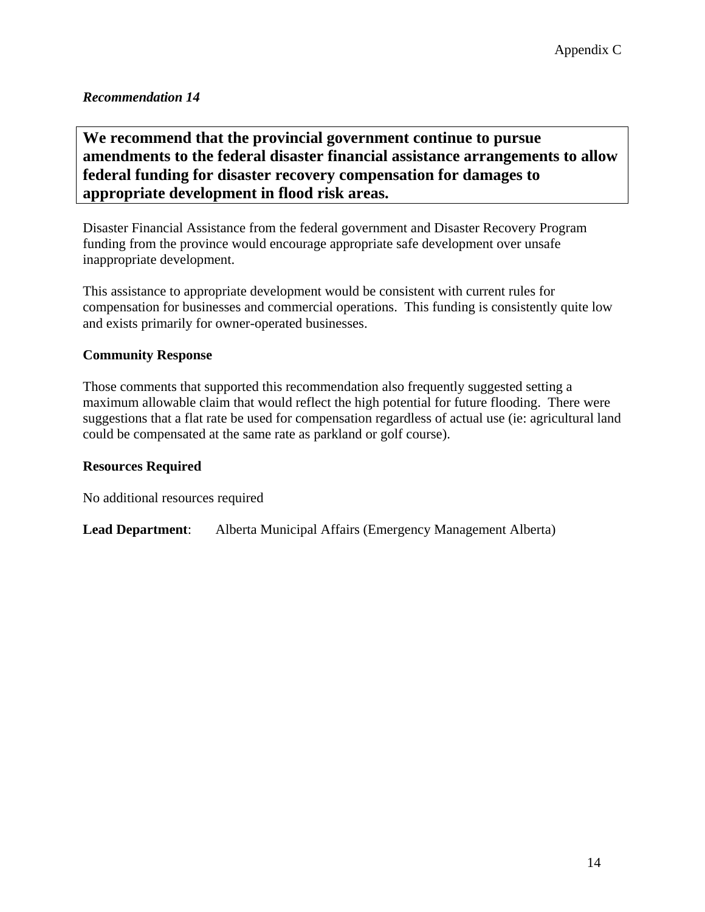Appendix C

***Recommendation 14***

**We recommend that the provincial government continue to pursue amendments to the federal disaster financial assistance arrangements to allow federal funding for disaster recovery compensation for damages to appropriate development in flood risk areas.**

Disaster Financial Assistance from the federal government and Disaster Recovery Program funding from the province would encourage appropriate safe development over unsafe inappropriate development.

This assistance to appropriate development would be consistent with current rules for compensation for businesses and commercial operations. This funding is consistently quite low and exists primarily for owner-operated businesses.

**Community Response**

Those comments that supported this recommendation also frequently suggested setting a maximum allowable claim that would reflect the high potential for future flooding. There were suggestions that a flat rate be used for compensation regardless of actual use (ie: agricultural land could be compensated at the same rate as parkland or golf course).

**Resources Required**

No additional resources required

**Lead Department**: Alberta Municipal Affairs (Emergency Management Alberta)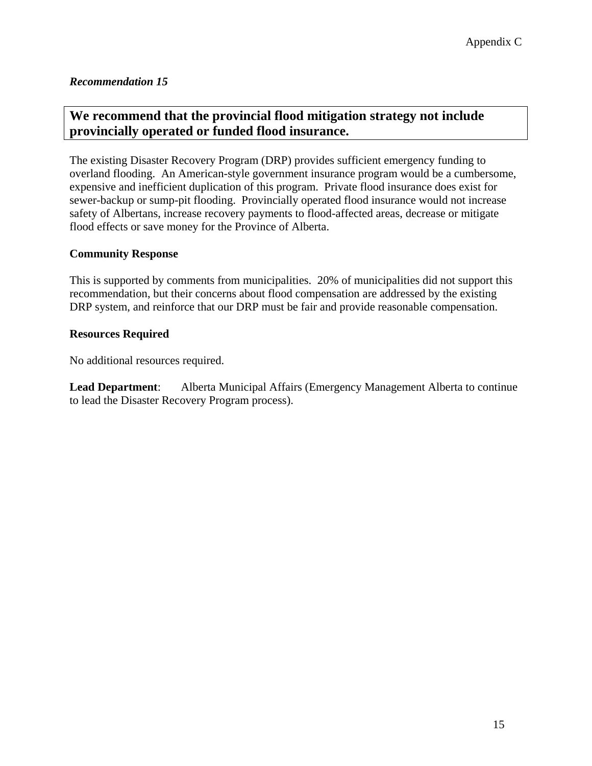*Recommendation 15*

**We recommend that the provincial flood mitigation strategy not include provincially operated or funded flood insurance.**

The existing Disaster Recovery Program (DRP) provides sufficient emergency funding to overland flooding. An American-style government insurance program would be a cumbersome, expensive and inefficient duplication of this program. Private flood insurance does exist for sewer-backup or sump-pit flooding. Provincially operated flood insurance would not increase safety of Albertans, increase recovery payments to flood-affected areas, decrease or mitigate flood effects or save money for the Province of Alberta.

**Community Response**

This is supported by comments from municipalities. 20% of municipalities did not support this recommendation, but their concerns about flood compensation are addressed by the existing DRP system, and reinforce that our DRP must be fair and provide reasonable compensation.

**Resources Required**

No additional resources required.

**Lead Department**: Alberta Municipal Affairs (Emergency Management Alberta to continue to lead the Disaster Recovery Program process).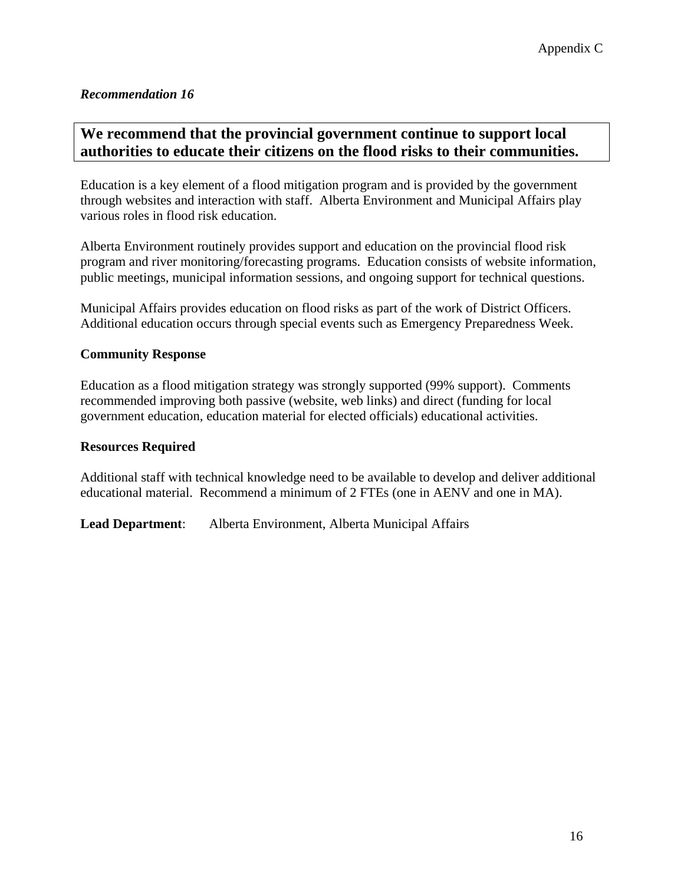*Recommendation 16*

**We recommend that the provincial government continue to support local authorities to educate their citizens on the flood risks to their communities.**

Education is a key element of a flood mitigation program and is provided by the government through websites and interaction with staff. Alberta Environment and Municipal Affairs play various roles in flood risk education.

Alberta Environment routinely provides support and education on the provincial flood risk program and river monitoring/forecasting programs. Education consists of website information, public meetings, municipal information sessions, and ongoing support for technical questions.

Municipal Affairs provides education on flood risks as part of the work of District Officers. Additional education occurs through special events such as Emergency Preparedness Week.

**Community Response**

Education as a flood mitigation strategy was strongly supported (99% support). Comments recommended improving both passive (website, web links) and direct (funding for local government education, education material for elected officials) educational activities.

**Resources Required**

Additional staff with technical knowledge need to be available to develop and deliver additional educational material. Recommend a minimum of 2 FTEs (one in AENV and one in MA).

**Lead Department**: Alberta Environment, Alberta Municipal Affairs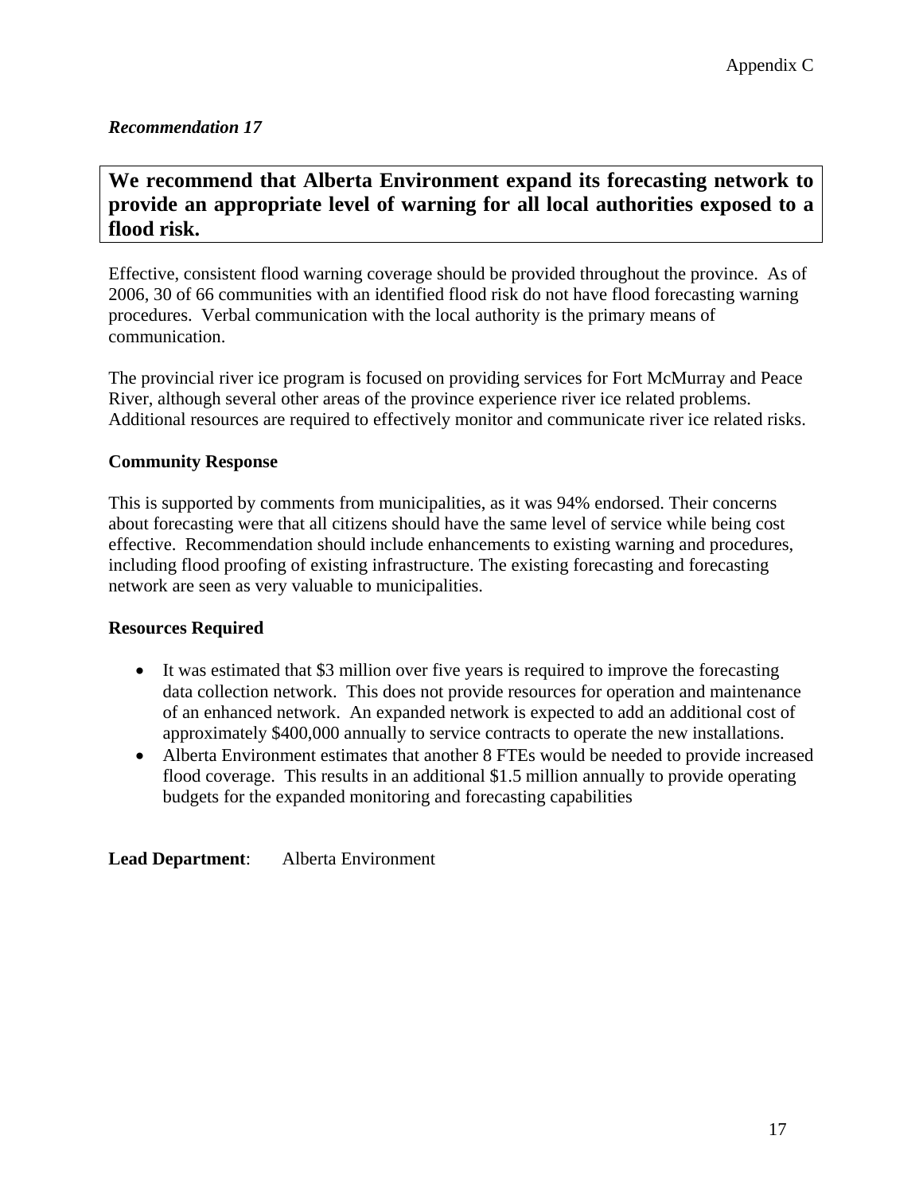*Recommendation 17*

**We recommend that Alberta Environment expand its forecasting network to provide an appropriate level of warning for all local authorities exposed to a flood risk.**

Effective, consistent flood warning coverage should be provided throughout the province. As of 2006, 30 of 66 communities with an identified flood risk do not have flood forecasting warning procedures. Verbal communication with the local authority is the primary means of communication.

The provincial river ice program is focused on providing services for Fort McMurray and Peace River, although several other areas of the province experience river ice related problems. Additional resources are required to effectively monitor and communicate river ice related risks.

**Community Response**

This is supported by comments from municipalities, as it was 94% endorsed. Their concerns about forecasting were that all citizens should have the same level of service while being cost effective. Recommendation should include enhancements to existing warning and procedures, including flood proofing of existing infrastructure. The existing forecasting and forecasting network are seen as very valuable to municipalities.

**Resources Required**

- It was estimated that $3 million over five years is required to improve the forecasting data collection network. This does not provide resources for operation and maintenance of an enhanced network. An expanded network is expected to add an additional cost of approximately $400,000 annually to service contracts to operate the new installations.
- Alberta Environment estimates that another 8 FTEs would be needed to provide increased flood coverage. This results in an additional $1.5 million annually to provide operating budgets for the expanded monitoring and forecasting capabilities

**Lead Department**: Alberta Environment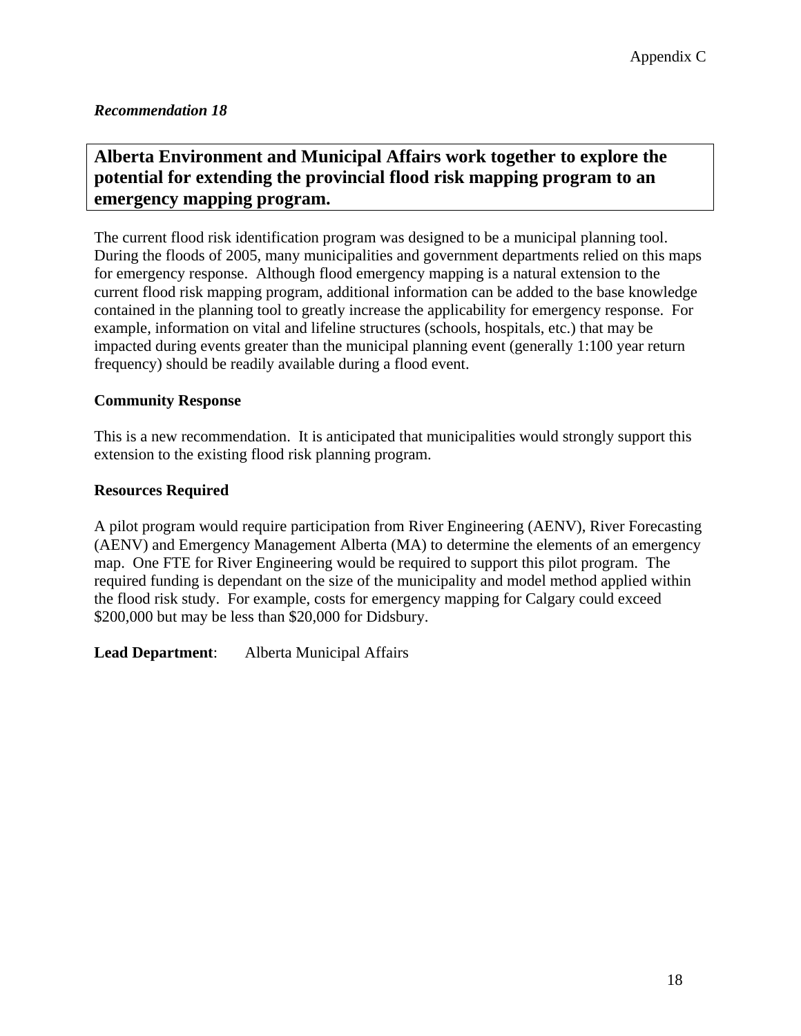*Recommendation 18*

## Alberta Environment and Municipal Affairs work together to explore the potential for extending the provincial flood risk mapping program to an emergency mapping program.

The current flood risk identification program was designed to be a municipal planning tool. During the floods of 2005, many municipalities and government departments relied on this maps for emergency response. Although flood emergency mapping is a natural extension to the current flood risk mapping program, additional information can be added to the base knowledge contained in the planning tool to greatly increase the applicability for emergency response. For example, information on vital and lifeline structures (schools, hospitals, etc.) that may be impacted during events greater than the municipal planning event (generally 1:100 year return frequency) should be readily available during a flood event.

**Community Response**

This is a new recommendation. It is anticipated that municipalities would strongly support this extension to the existing flood risk planning program.

**Resources Required**

A pilot program would require participation from River Engineering (AENV), River Forecasting (AENV) and Emergency Management Alberta (MA) to determine the elements of an emergency map. One FTE for River Engineering would be required to support this pilot program. The required funding is dependant on the size of the municipality and model method applied within the flood risk study. For example, costs for emergency mapping for Calgary could exceed $200,000 but may be less than $20,000 for Didsbury.

**Lead Department**: Alberta Municipal Affairs